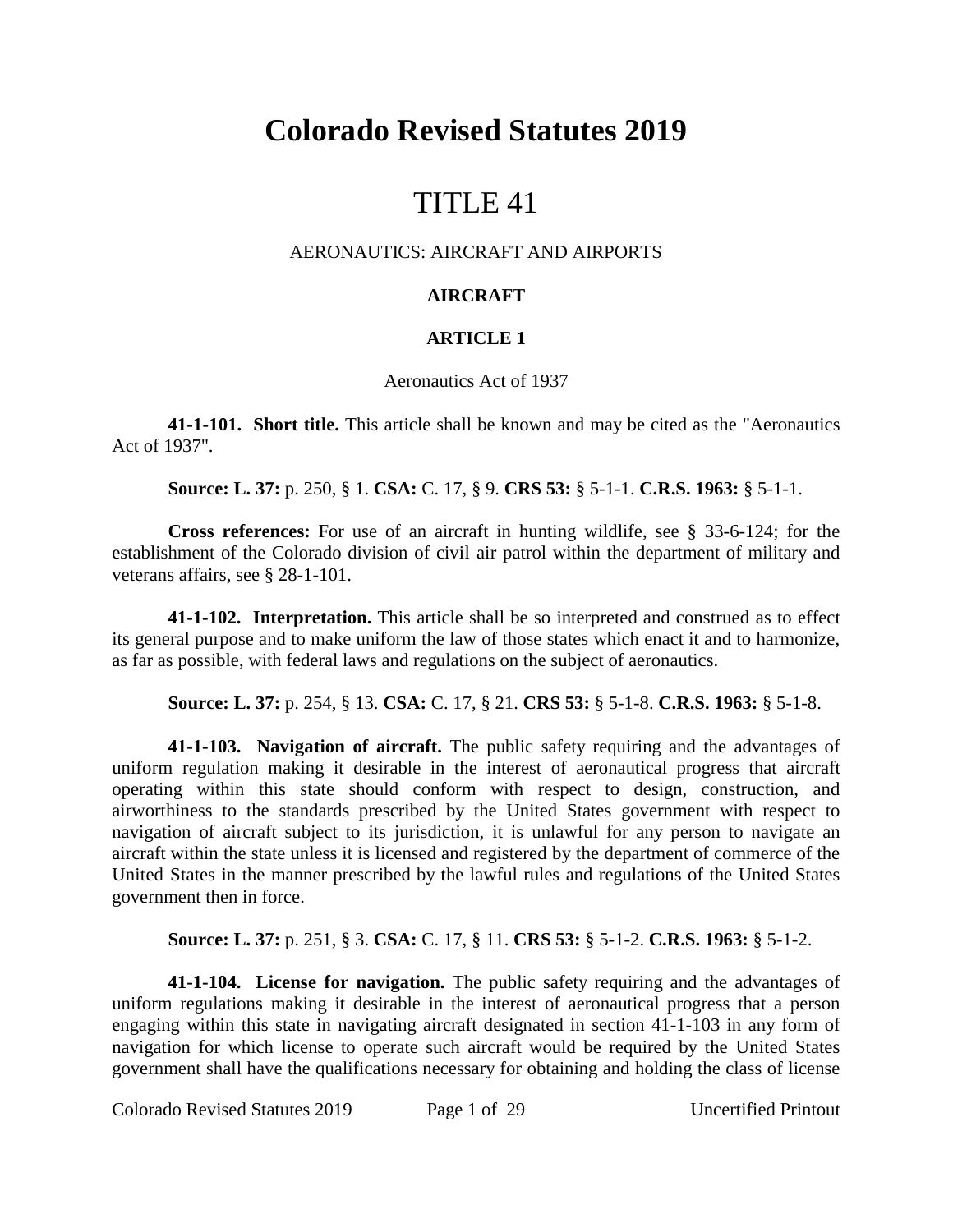# Colorado Revised Statutes 2019

# TITLE 41

AERONAUTICS: AIRCRAFT AND AIRPORTS

**AIRCRAFT**

**ARTICLE 1**

Aeronautics Act of 1937

**41-1-101. Short title.** This article shall be known and may be cited as the "Aeronautics Act of 1937".

**Source: L. 37:** p. 250, § 1. **CSA:** C. 17, § 9. **CRS 53:** § 5-1-1. **C.R.S. 1963:** § 5-1-1.

**Cross references:** For use of an aircraft in hunting wildlife, see § 33-6-124; for the establishment of the Colorado division of civil air patrol within the department of military and veterans affairs, see § 28-1-101.

**41-1-102. Interpretation.** This article shall be so interpreted and construed as to effect its general purpose and to make uniform the law of those states which enact it and to harmonize, as far as possible, with federal laws and regulations on the subject of aeronautics.

**Source: L. 37:** p. 254, § 13. **CSA:** C. 17, § 21. **CRS 53:** § 5-1-8. **C.R.S. 1963:** § 5-1-8.

**41-1-103. Navigation of aircraft.** The public safety requiring and the advantages of uniform regulation making it desirable in the interest of aeronautical progress that aircraft operating within this state should conform with respect to design, construction, and airworthiness to the standards prescribed by the United States government with respect to navigation of aircraft subject to its jurisdiction, it is unlawful for any person to navigate an aircraft within the state unless it is licensed and registered by the department of commerce of the United States in the manner prescribed by the lawful rules and regulations of the United States government then in force.

**Source: L. 37:** p. 251, § 3. **CSA:** C. 17, § 11. **CRS 53:** § 5-1-2. **C.R.S. 1963:** § 5-1-2.

**41-1-104. License for navigation.** The public safety requiring and the advantages of uniform regulations making it desirable in the interest of aeronautical progress that a person engaging within this state in navigating aircraft designated in section 41-1-103 in any form of navigation for which license to operate such aircraft would be required by the United States government shall have the qualifications necessary for obtaining and holding the class of license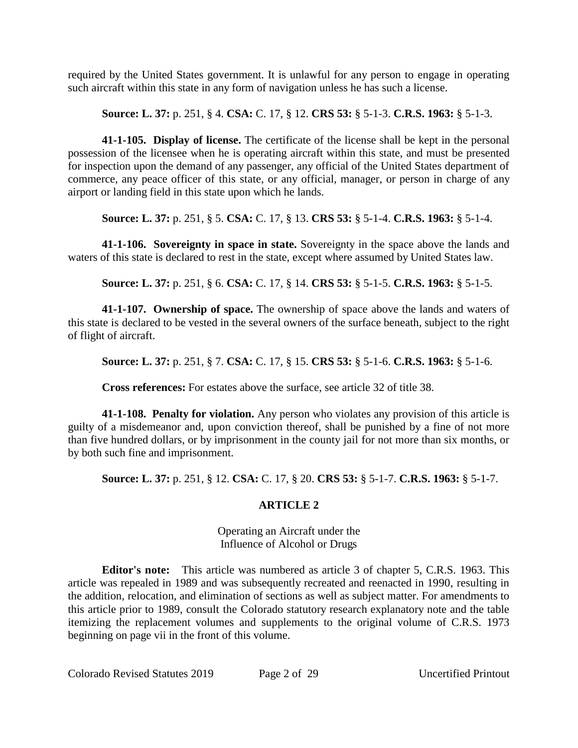required by the United States government. It is unlawful for any person to engage in operating such aircraft within this state in any form of navigation unless he has such a license.

**Source: L. 37:** p. 251, § 4. **CSA:** C. 17, § 12. **CRS 53:** § 5-1-3. **C.R.S. 1963:** § 5-1-3.

**41-1-105. Display of license.** The certificate of the license shall be kept in the personal possession of the licensee when he is operating aircraft within this state, and must be presented for inspection upon the demand of any passenger, any official of the United States department of commerce, any peace officer of this state, or any official, manager, or person in charge of any airport or landing field in this state upon which he lands.

**Source: L. 37:** p. 251, § 5. **CSA:** C. 17, § 13. **CRS 53:** § 5-1-4. **C.R.S. 1963:** § 5-1-4.

**41-1-106. Sovereignty in space in state.** Sovereignty in the space above the lands and waters of this state is declared to rest in the state, except where assumed by United States law.

**Source: L. 37:** p. 251, § 6. **CSA:** C. 17, § 14. **CRS 53:** § 5-1-5. **C.R.S. 1963:** § 5-1-5.

**41-1-107. Ownership of space.** The ownership of space above the lands and waters of this state is declared to be vested in the several owners of the surface beneath, subject to the right of flight of aircraft.

**Source: L. 37:** p. 251, § 7. **CSA:** C. 17, § 15. **CRS 53:** § 5-1-6. **C.R.S. 1963:** § 5-1-6.

**Cross references:** For estates above the surface, see article 32 of title 38.

**41-1-108. Penalty for violation.** Any person who violates any provision of this article is guilty of a misdemeanor and, upon conviction thereof, shall be punished by a fine of not more than five hundred dollars, or by imprisonment in the county jail for not more than six months, or by both such fine and imprisonment.

**Source: L. 37:** p. 251, § 12. **CSA:** C. 17, § 20. **CRS 53:** § 5-1-7. **C.R.S. 1963:** § 5-1-7.

## ARTICLE 2

Operating an Aircraft under the Influence of Alcohol or Drugs

**Editor's note:** This article was numbered as article 3 of chapter 5, C.R.S. 1963. This article was repealed in 1989 and was subsequently recreated and reenacted in 1990, resulting in the addition, relocation, and elimination of sections as well as subject matter. For amendments to this article prior to 1989, consult the Colorado statutory research explanatory note and the table itemizing the replacement volumes and supplements to the original volume of C.R.S. 1973 beginning on page vii in the front of this volume.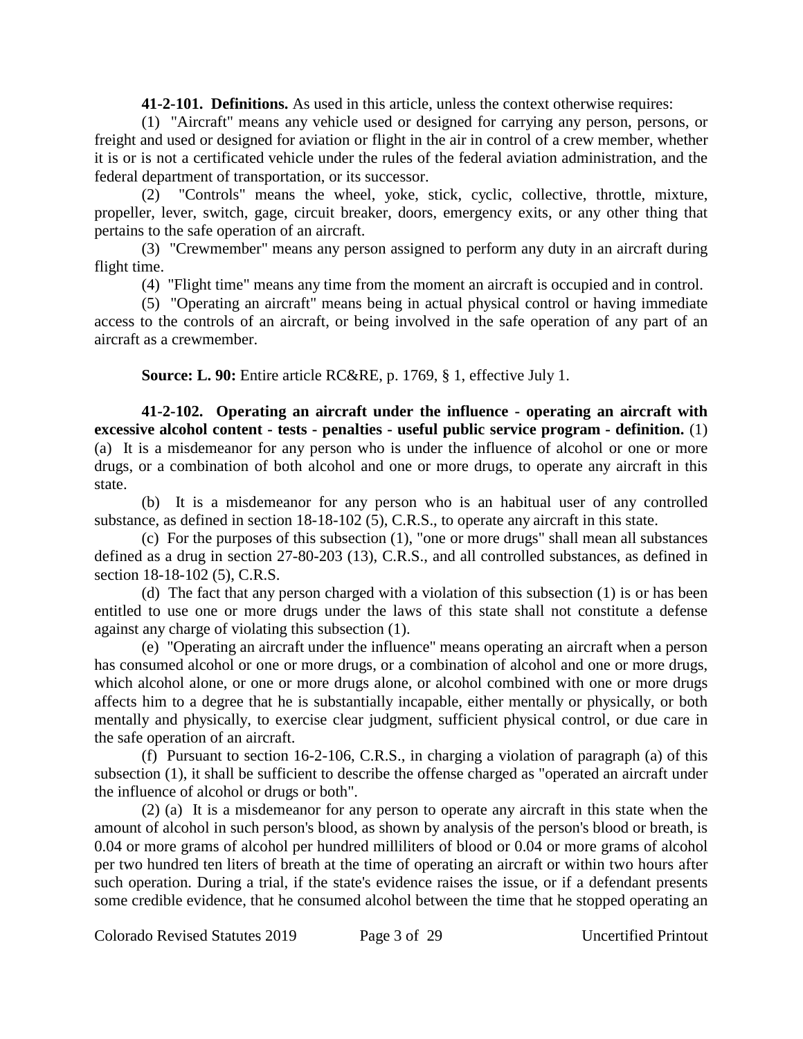**41-2-101. Definitions.** As used in this article, unless the context otherwise requires:

(1) "Aircraft" means any vehicle used or designed for carrying any person, persons, or freight and used or designed for aviation or flight in the air in control of a crew member, whether it is or is not a certificated vehicle under the rules of the federal aviation administration, and the federal department of transportation, or its successor.

(2) "Controls" means the wheel, yoke, stick, cyclic, collective, throttle, mixture, propeller, lever, switch, gage, circuit breaker, doors, emergency exits, or any other thing that pertains to the safe operation of an aircraft.

(3) "Crewmember" means any person assigned to perform any duty in an aircraft during flight time.

(4) "Flight time" means any time from the moment an aircraft is occupied and in control.

(5) "Operating an aircraft" means being in actual physical control or having immediate access to the controls of an aircraft, or being involved in the safe operation of any part of an aircraft as a crewmember.

**Source: L. 90:** Entire article RC&RE, p. 1769, § 1, effective July 1.

**41-2-102. Operating an aircraft under the influence - operating an aircraft with excessive alcohol content - tests - penalties - useful public service program - definition.** (1) (a) It is a misdemeanor for any person who is under the influence of alcohol or one or more drugs, or a combination of both alcohol and one or more drugs, to operate any aircraft in this state.

(b) It is a misdemeanor for any person who is an habitual user of any controlled substance, as defined in section 18-18-102 (5), C.R.S., to operate any aircraft in this state.

(c) For the purposes of this subsection (1), "one or more drugs" shall mean all substances defined as a drug in section 27-80-203 (13), C.R.S., and all controlled substances, as defined in section 18-18-102 (5), C.R.S.

(d) The fact that any person charged with a violation of this subsection (1) is or has been entitled to use one or more drugs under the laws of this state shall not constitute a defense against any charge of violating this subsection (1).

(e) "Operating an aircraft under the influence" means operating an aircraft when a person has consumed alcohol or one or more drugs, or a combination of alcohol and one or more drugs, which alcohol alone, or one or more drugs alone, or alcohol combined with one or more drugs affects him to a degree that he is substantially incapable, either mentally or physically, or both mentally and physically, to exercise clear judgment, sufficient physical control, or due care in the safe operation of an aircraft.

(f) Pursuant to section 16-2-106, C.R.S., in charging a violation of paragraph (a) of this subsection (1), it shall be sufficient to describe the offense charged as "operated an aircraft under the influence of alcohol or drugs or both".

(2) (a) It is a misdemeanor for any person to operate any aircraft in this state when the amount of alcohol in such person's blood, as shown by analysis of the person's blood or breath, is 0.04 or more grams of alcohol per hundred milliliters of blood or 0.04 or more grams of alcohol per two hundred ten liters of breath at the time of operating an aircraft or within two hours after such operation. During a trial, if the state's evidence raises the issue, or if a defendant presents some credible evidence, that he consumed alcohol between the time that he stopped operating an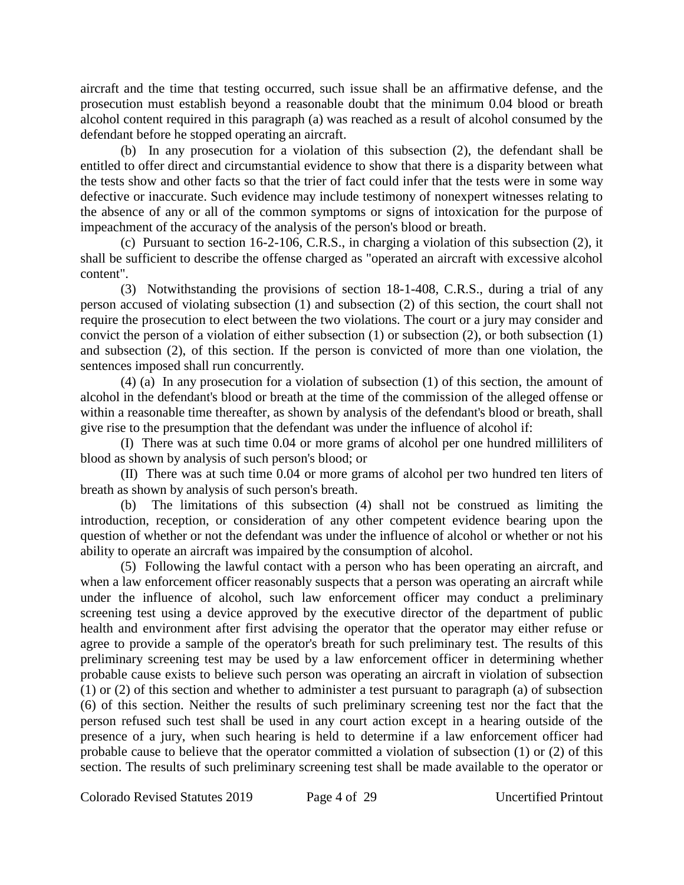aircraft and the time that testing occurred, such issue shall be an affirmative defense, and the prosecution must establish beyond a reasonable doubt that the minimum 0.04 blood or breath alcohol content required in this paragraph (a) was reached as a result of alcohol consumed by the defendant before he stopped operating an aircraft.

(b) In any prosecution for a violation of this subsection (2), the defendant shall be entitled to offer direct and circumstantial evidence to show that there is a disparity between what the tests show and other facts so that the trier of fact could infer that the tests were in some way defective or inaccurate. Such evidence may include testimony of nonexpert witnesses relating to the absence of any or all of the common symptoms or signs of intoxication for the purpose of impeachment of the accuracy of the analysis of the person's blood or breath.

(c) Pursuant to section 16-2-106, C.R.S., in charging a violation of this subsection (2), it shall be sufficient to describe the offense charged as "operated an aircraft with excessive alcohol content".

(3) Notwithstanding the provisions of section 18-1-408, C.R.S., during a trial of any person accused of violating subsection (1) and subsection (2) of this section, the court shall not require the prosecution to elect between the two violations. The court or a jury may consider and convict the person of a violation of either subsection (1) or subsection (2), or both subsection (1) and subsection (2), of this section. If the person is convicted of more than one violation, the sentences imposed shall run concurrently.

(4) (a) In any prosecution for a violation of subsection (1) of this section, the amount of alcohol in the defendant's blood or breath at the time of the commission of the alleged offense or within a reasonable time thereafter, as shown by analysis of the defendant's blood or breath, shall give rise to the presumption that the defendant was under the influence of alcohol if:

(I) There was at such time 0.04 or more grams of alcohol per one hundred milliliters of blood as shown by analysis of such person's blood; or

(II) There was at such time 0.04 or more grams of alcohol per two hundred ten liters of breath as shown by analysis of such person's breath.

(b) The limitations of this subsection (4) shall not be construed as limiting the introduction, reception, or consideration of any other competent evidence bearing upon the question of whether or not the defendant was under the influence of alcohol or whether or not his ability to operate an aircraft was impaired by the consumption of alcohol.

(5) Following the lawful contact with a person who has been operating an aircraft, and when a law enforcement officer reasonably suspects that a person was operating an aircraft while under the influence of alcohol, such law enforcement officer may conduct a preliminary screening test using a device approved by the executive director of the department of public health and environment after first advising the operator that the operator may either refuse or agree to provide a sample of the operator's breath for such preliminary test. The results of this preliminary screening test may be used by a law enforcement officer in determining whether probable cause exists to believe such person was operating an aircraft in violation of subsection (1) or (2) of this section and whether to administer a test pursuant to paragraph (a) of subsection (6) of this section. Neither the results of such preliminary screening test nor the fact that the person refused such test shall be used in any court action except in a hearing outside of the presence of a jury, when such hearing is held to determine if a law enforcement officer had probable cause to believe that the operator committed a violation of subsection (1) or (2) of this section. The results of such preliminary screening test shall be made available to the operator or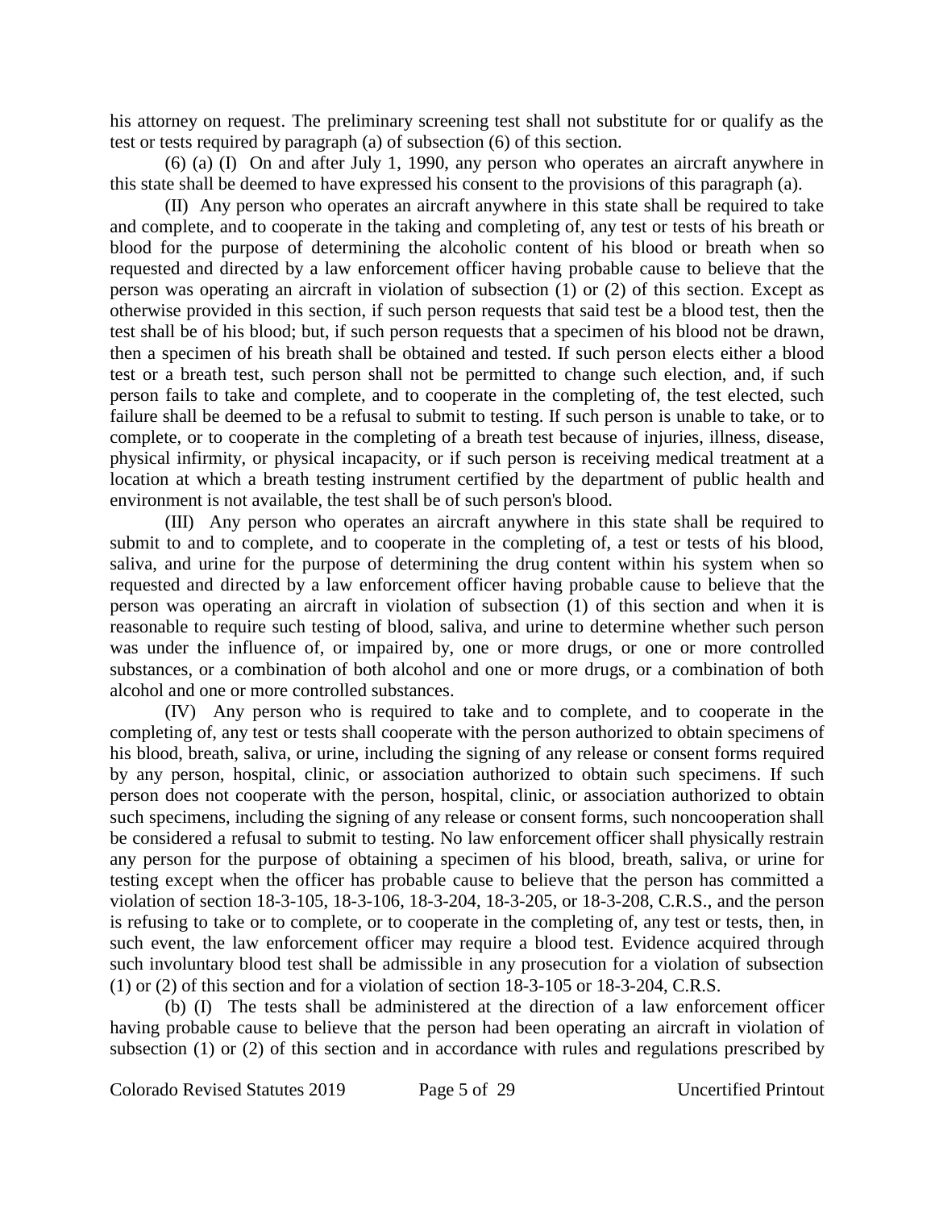his attorney on request. The preliminary screening test shall not substitute for or qualify as the test or tests required by paragraph (a) of subsection (6) of this section.

(6) (a) (I) On and after July 1, 1990, any person who operates an aircraft anywhere in this state shall be deemed to have expressed his consent to the provisions of this paragraph (a).

(II) Any person who operates an aircraft anywhere in this state shall be required to take and complete, and to cooperate in the taking and completing of, any test or tests of his breath or blood for the purpose of determining the alcoholic content of his blood or breath when so requested and directed by a law enforcement officer having probable cause to believe that the person was operating an aircraft in violation of subsection (1) or (2) of this section. Except as otherwise provided in this section, if such person requests that said test be a blood test, then the test shall be of his blood; but, if such person requests that a specimen of his blood not be drawn, then a specimen of his breath shall be obtained and tested. If such person elects either a blood test or a breath test, such person shall not be permitted to change such election, and, if such person fails to take and complete, and to cooperate in the completing of, the test elected, such failure shall be deemed to be a refusal to submit to testing. If such person is unable to take, or to complete, or to cooperate in the completing of a breath test because of injuries, illness, disease, physical infirmity, or physical incapacity, or if such person is receiving medical treatment at a location at which a breath testing instrument certified by the department of public health and environment is not available, the test shall be of such person's blood.

(III) Any person who operates an aircraft anywhere in this state shall be required to submit to and to complete, and to cooperate in the completing of, a test or tests of his blood, saliva, and urine for the purpose of determining the drug content within his system when so requested and directed by a law enforcement officer having probable cause to believe that the person was operating an aircraft in violation of subsection (1) of this section and when it is reasonable to require such testing of blood, saliva, and urine to determine whether such person was under the influence of, or impaired by, one or more drugs, or one or more controlled substances, or a combination of both alcohol and one or more drugs, or a combination of both alcohol and one or more controlled substances.

(IV) Any person who is required to take and to complete, and to cooperate in the completing of, any test or tests shall cooperate with the person authorized to obtain specimens of his blood, breath, saliva, or urine, including the signing of any release or consent forms required by any person, hospital, clinic, or association authorized to obtain such specimens. If such person does not cooperate with the person, hospital, clinic, or association authorized to obtain such specimens, including the signing of any release or consent forms, such noncooperation shall be considered a refusal to submit to testing. No law enforcement officer shall physically restrain any person for the purpose of obtaining a specimen of his blood, breath, saliva, or urine for testing except when the officer has probable cause to believe that the person has committed a violation of section 18-3-105, 18-3-106, 18-3-204, 18-3-205, or 18-3-208, C.R.S., and the person is refusing to take or to complete, or to cooperate in the completing of, any test or tests, then, in such event, the law enforcement officer may require a blood test. Evidence acquired through such involuntary blood test shall be admissible in any prosecution for a violation of subsection (1) or (2) of this section and for a violation of section 18-3-105 or 18-3-204, C.R.S.

(b) (I) The tests shall be administered at the direction of a law enforcement officer having probable cause to believe that the person had been operating an aircraft in violation of subsection (1) or (2) of this section and in accordance with rules and regulations prescribed by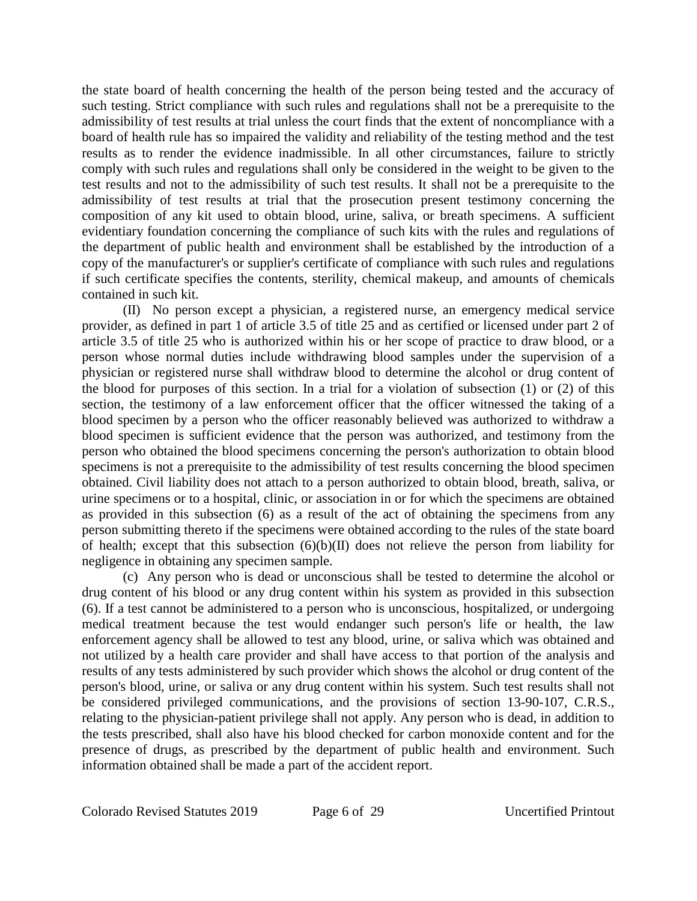the state board of health concerning the health of the person being tested and the accuracy of such testing. Strict compliance with such rules and regulations shall not be a prerequisite to the admissibility of test results at trial unless the court finds that the extent of noncompliance with a board of health rule has so impaired the validity and reliability of the testing method and the test results as to render the evidence inadmissible. In all other circumstances, failure to strictly comply with such rules and regulations shall only be considered in the weight to be given to the test results and not to the admissibility of such test results. It shall not be a prerequisite to the admissibility of test results at trial that the prosecution present testimony concerning the composition of any kit used to obtain blood, urine, saliva, or breath specimens. A sufficient evidentiary foundation concerning the compliance of such kits with the rules and regulations of the department of public health and environment shall be established by the introduction of a copy of the manufacturer's or supplier's certificate of compliance with such rules and regulations if such certificate specifies the contents, sterility, chemical makeup, and amounts of chemicals contained in such kit.

(II) No person except a physician, a registered nurse, an emergency medical service provider, as defined in part 1 of article 3.5 of title 25 and as certified or licensed under part 2 of article 3.5 of title 25 who is authorized within his or her scope of practice to draw blood, or a person whose normal duties include withdrawing blood samples under the supervision of a physician or registered nurse shall withdraw blood to determine the alcohol or drug content of the blood for purposes of this section. In a trial for a violation of subsection (1) or (2) of this section, the testimony of a law enforcement officer that the officer witnessed the taking of a blood specimen by a person who the officer reasonably believed was authorized to withdraw a blood specimen is sufficient evidence that the person was authorized, and testimony from the person who obtained the blood specimens concerning the person's authorization to obtain blood specimens is not a prerequisite to the admissibility of test results concerning the blood specimen obtained. Civil liability does not attach to a person authorized to obtain blood, breath, saliva, or urine specimens or to a hospital, clinic, or association in or for which the specimens are obtained as provided in this subsection (6) as a result of the act of obtaining the specimens from any person submitting thereto if the specimens were obtained according to the rules of the state board of health; except that this subsection (6)(b)(II) does not relieve the person from liability for negligence in obtaining any specimen sample.

(c) Any person who is dead or unconscious shall be tested to determine the alcohol or drug content of his blood or any drug content within his system as provided in this subsection (6). If a test cannot be administered to a person who is unconscious, hospitalized, or undergoing medical treatment because the test would endanger such person's life or health, the law enforcement agency shall be allowed to test any blood, urine, or saliva which was obtained and not utilized by a health care provider and shall have access to that portion of the analysis and results of any tests administered by such provider which shows the alcohol or drug content of the person's blood, urine, or saliva or any drug content within his system. Such test results shall not be considered privileged communications, and the provisions of section 13-90-107, C.R.S., relating to the physician-patient privilege shall not apply. Any person who is dead, in addition to the tests prescribed, shall also have his blood checked for carbon monoxide content and for the presence of drugs, as prescribed by the department of public health and environment. Such information obtained shall be made a part of the accident report.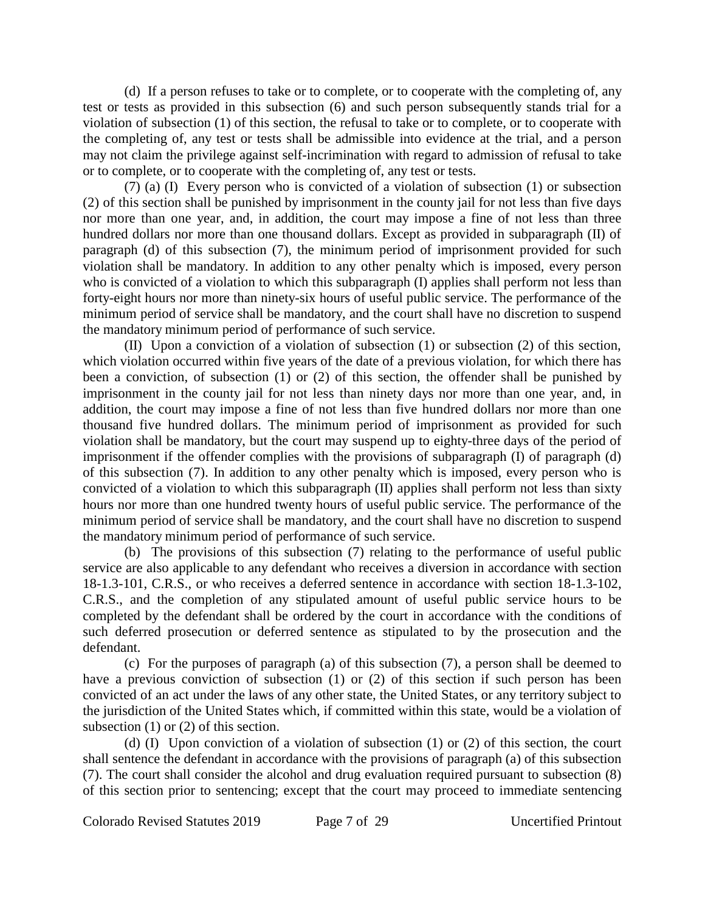(d) If a person refuses to take or to complete, or to cooperate with the completing of, any test or tests as provided in this subsection (6) and such person subsequently stands trial for a violation of subsection (1) of this section, the refusal to take or to complete, or to cooperate with the completing of, any test or tests shall be admissible into evidence at the trial, and a person may not claim the privilege against self-incrimination with regard to admission of refusal to take or to complete, or to cooperate with the completing of, any test or tests.

(7) (a) (I) Every person who is convicted of a violation of subsection (1) or subsection (2) of this section shall be punished by imprisonment in the county jail for not less than five days nor more than one year, and, in addition, the court may impose a fine of not less than three hundred dollars nor more than one thousand dollars. Except as provided in subparagraph (II) of paragraph (d) of this subsection (7), the minimum period of imprisonment provided for such violation shall be mandatory. In addition to any other penalty which is imposed, every person who is convicted of a violation to which this subparagraph (I) applies shall perform not less than forty-eight hours nor more than ninety-six hours of useful public service. The performance of the minimum period of service shall be mandatory, and the court shall have no discretion to suspend the mandatory minimum period of performance of such service.

(II) Upon a conviction of a violation of subsection (1) or subsection (2) of this section, which violation occurred within five years of the date of a previous violation, for which there has been a conviction, of subsection (1) or (2) of this section, the offender shall be punished by imprisonment in the county jail for not less than ninety days nor more than one year, and, in addition, the court may impose a fine of not less than five hundred dollars nor more than one thousand five hundred dollars. The minimum period of imprisonment as provided for such violation shall be mandatory, but the court may suspend up to eighty-three days of the period of imprisonment if the offender complies with the provisions of subparagraph (I) of paragraph (d) of this subsection (7). In addition to any other penalty which is imposed, every person who is convicted of a violation to which this subparagraph (II) applies shall perform not less than sixty hours nor more than one hundred twenty hours of useful public service. The performance of the minimum period of service shall be mandatory, and the court shall have no discretion to suspend the mandatory minimum period of performance of such service.

(b) The provisions of this subsection (7) relating to the performance of useful public service are also applicable to any defendant who receives a diversion in accordance with section 18-1.3-101, C.R.S., or who receives a deferred sentence in accordance with section 18-1.3-102, C.R.S., and the completion of any stipulated amount of useful public service hours to be completed by the defendant shall be ordered by the court in accordance with the conditions of such deferred prosecution or deferred sentence as stipulated to by the prosecution and the defendant.

(c) For the purposes of paragraph (a) of this subsection (7), a person shall be deemed to have a previous conviction of subsection (1) or (2) of this section if such person has been convicted of an act under the laws of any other state, the United States, or any territory subject to the jurisdiction of the United States which, if committed within this state, would be a violation of subsection (1) or (2) of this section.

(d) (I) Upon conviction of a violation of subsection (1) or (2) of this section, the court shall sentence the defendant in accordance with the provisions of paragraph (a) of this subsection (7). The court shall consider the alcohol and drug evaluation required pursuant to subsection (8) of this section prior to sentencing; except that the court may proceed to immediate sentencing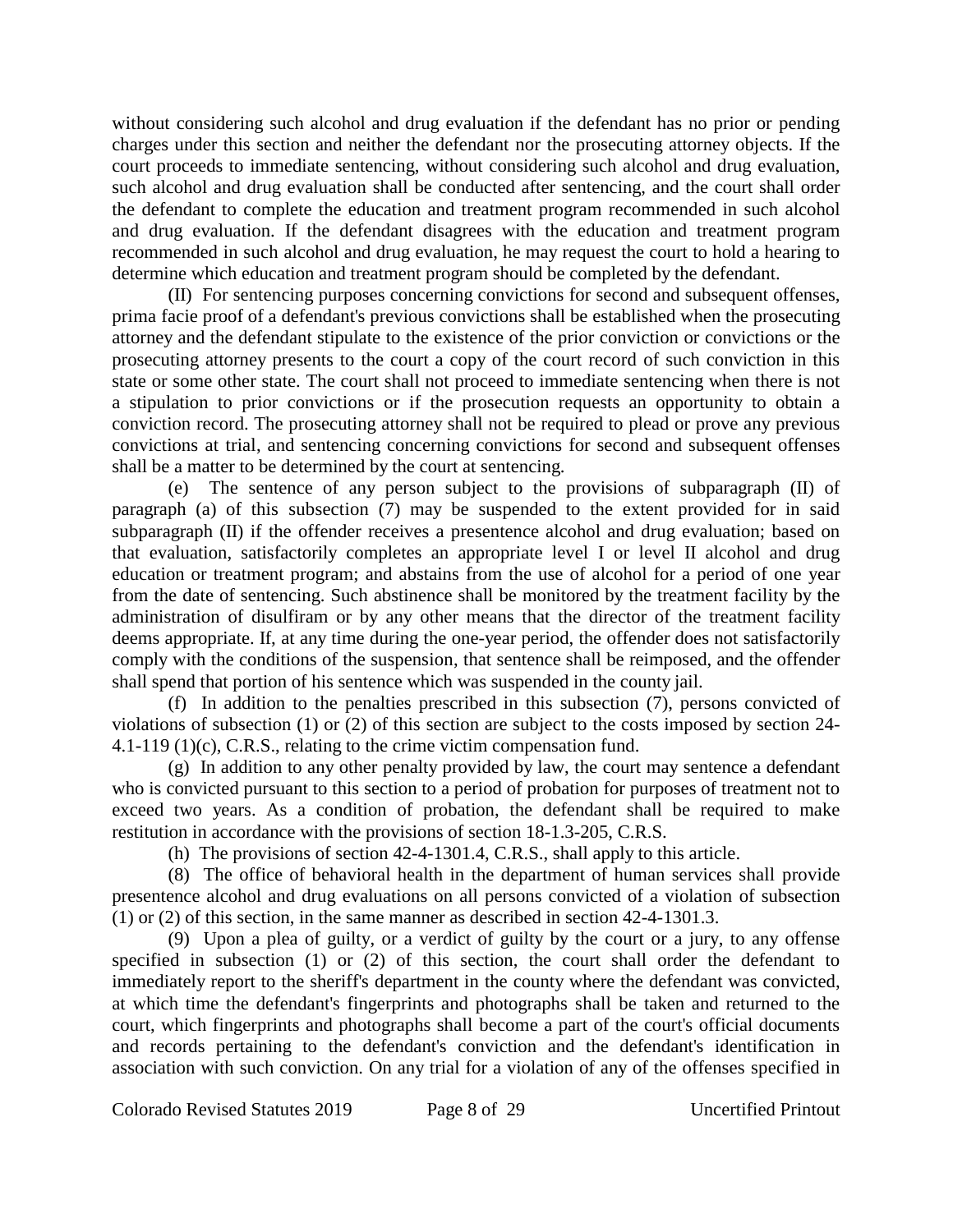without considering such alcohol and drug evaluation if the defendant has no prior or pending charges under this section and neither the defendant nor the prosecuting attorney objects. If the court proceeds to immediate sentencing, without considering such alcohol and drug evaluation, such alcohol and drug evaluation shall be conducted after sentencing, and the court shall order the defendant to complete the education and treatment program recommended in such alcohol and drug evaluation. If the defendant disagrees with the education and treatment program recommended in such alcohol and drug evaluation, he may request the court to hold a hearing to determine which education and treatment program should be completed by the defendant.

(II) For sentencing purposes concerning convictions for second and subsequent offenses, prima facie proof of a defendant's previous convictions shall be established when the prosecuting attorney and the defendant stipulate to the existence of the prior conviction or convictions or the prosecuting attorney presents to the court a copy of the court record of such conviction in this state or some other state. The court shall not proceed to immediate sentencing when there is not a stipulation to prior convictions or if the prosecution requests an opportunity to obtain a conviction record. The prosecuting attorney shall not be required to plead or prove any previous convictions at trial, and sentencing concerning convictions for second and subsequent offenses shall be a matter to be determined by the court at sentencing.

(e) The sentence of any person subject to the provisions of subparagraph (II) of paragraph (a) of this subsection (7) may be suspended to the extent provided for in said subparagraph (II) if the offender receives a presentence alcohol and drug evaluation; based on that evaluation, satisfactorily completes an appropriate level I or level II alcohol and drug education or treatment program; and abstains from the use of alcohol for a period of one year from the date of sentencing. Such abstinence shall be monitored by the treatment facility by the administration of disulfiram or by any other means that the director of the treatment facility deems appropriate. If, at any time during the one-year period, the offender does not satisfactorily comply with the conditions of the suspension, that sentence shall be reimposed, and the offender shall spend that portion of his sentence which was suspended in the county jail.

(f) In addition to the penalties prescribed in this subsection (7), persons convicted of violations of subsection (1) or (2) of this section are subject to the costs imposed by section 24-4.1-119 (1)(c), C.R.S., relating to the crime victim compensation fund.

(g) In addition to any other penalty provided by law, the court may sentence a defendant who is convicted pursuant to this section to a period of probation for purposes of treatment not to exceed two years. As a condition of probation, the defendant shall be required to make restitution in accordance with the provisions of section 18-1.3-205, C.R.S.

(h) The provisions of section 42-4-1301.4, C.R.S., shall apply to this article.

(8) The office of behavioral health in the department of human services shall provide presentence alcohol and drug evaluations on all persons convicted of a violation of subsection (1) or (2) of this section, in the same manner as described in section 42-4-1301.3.

(9) Upon a plea of guilty, or a verdict of guilty by the court or a jury, to any offense specified in subsection (1) or (2) of this section, the court shall order the defendant to immediately report to the sheriff's department in the county where the defendant was convicted, at which time the defendant's fingerprints and photographs shall be taken and returned to the court, which fingerprints and photographs shall become a part of the court's official documents and records pertaining to the defendant's conviction and the defendant's identification in association with such conviction. On any trial for a violation of any of the offenses specified in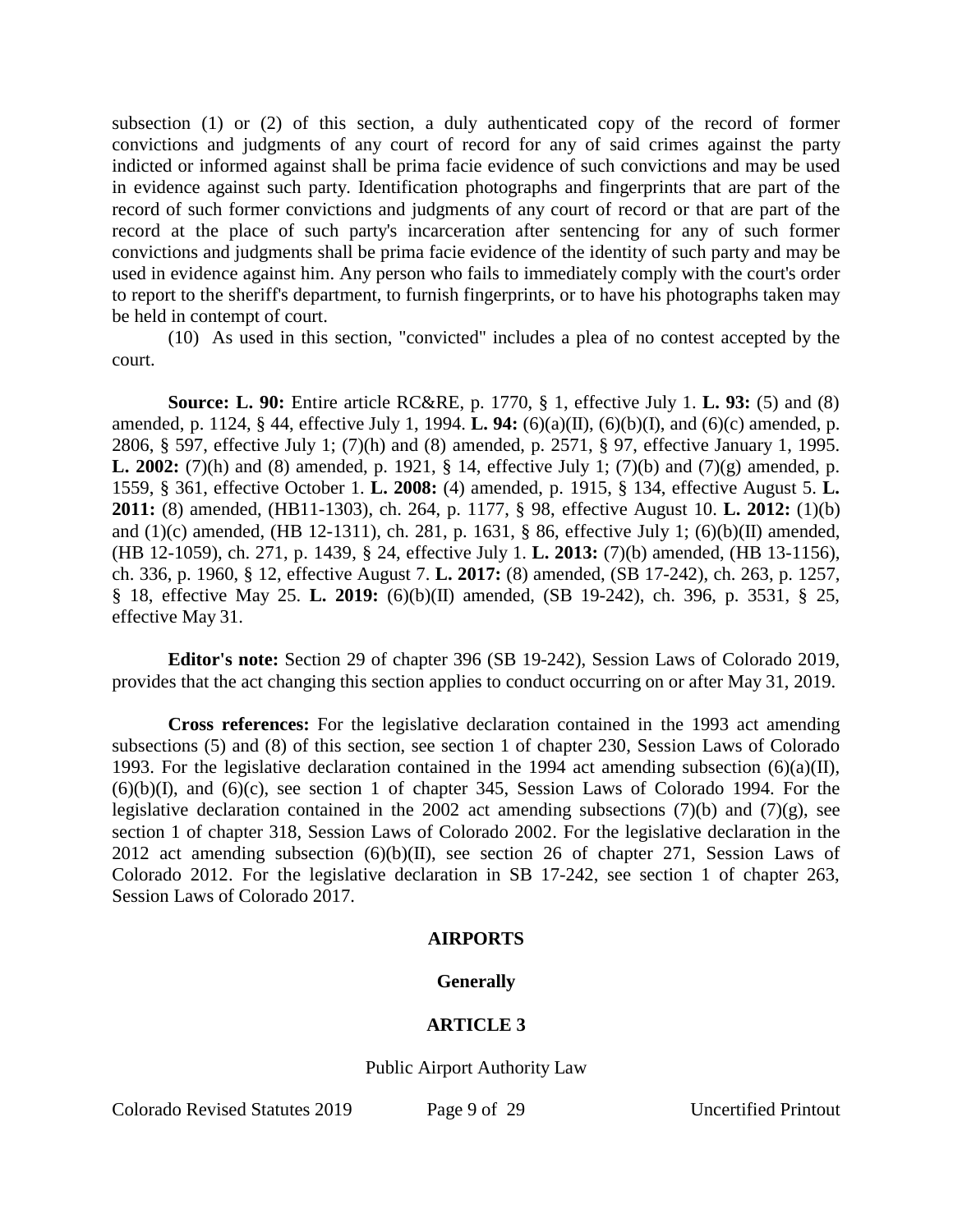subsection (1) or (2) of this section, a duly authenticated copy of the record of former convictions and judgments of any court of record for any of said crimes against the party indicted or informed against shall be prima facie evidence of such convictions and may be used in evidence against such party. Identification photographs and fingerprints that are part of the record of such former convictions and judgments of any court of record or that are part of the record at the place of such party's incarceration after sentencing for any of such former convictions and judgments shall be prima facie evidence of the identity of such party and may be used in evidence against him. Any person who fails to immediately comply with the court's order to report to the sheriff's department, to furnish fingerprints, or to have his photographs taken may be held in contempt of court.

(10) As used in this section, "convicted" includes a plea of no contest accepted by the court.

**Source: L. 90:** Entire article RC&RE, p. 1770, § 1, effective July 1. **L. 93:** (5) and (8) amended, p. 1124, § 44, effective July 1, 1994. **L. 94:** (6)(a)(II), (6)(b)(I), and (6)(c) amended, p. 2806, § 597, effective July 1; (7)(h) and (8) amended, p. 2571, § 97, effective January 1, 1995. **L. 2002:** (7)(h) and (8) amended, p. 1921, § 14, effective July 1; (7)(b) and (7)(g) amended, p. 1559, § 361, effective October 1. **L. 2008:** (4) amended, p. 1915, § 134, effective August 5. **L. 2011:** (8) amended, (HB11-1303), ch. 264, p. 1177, § 98, effective August 10. **L. 2012:** (1)(b) and (1)(c) amended, (HB 12-1311), ch. 281, p. 1631, § 86, effective July 1; (6)(b)(II) amended, (HB 12-1059), ch. 271, p. 1439, § 24, effective July 1. **L. 2013:** (7)(b) amended, (HB 13-1156), ch. 336, p. 1960, § 12, effective August 7. **L. 2017:** (8) amended, (SB 17-242), ch. 263, p. 1257, § 18, effective May 25. **L. 2019:** (6)(b)(II) amended, (SB 19-242), ch. 396, p. 3531, § 25, effective May 31.

**Editor's note:** Section 29 of chapter 396 (SB 19-242), Session Laws of Colorado 2019, provides that the act changing this section applies to conduct occurring on or after May 31, 2019.

**Cross references:** For the legislative declaration contained in the 1993 act amending subsections (5) and (8) of this section, see section 1 of chapter 230, Session Laws of Colorado 1993. For the legislative declaration contained in the 1994 act amending subsection (6)(a)(II), (6)(b)(I), and (6)(c), see section 1 of chapter 345, Session Laws of Colorado 1994. For the legislative declaration contained in the 2002 act amending subsections (7)(b) and (7)(g), see section 1 of chapter 318, Session Laws of Colorado 2002. For the legislative declaration in the 2012 act amending subsection (6)(b)(II), see section 26 of chapter 271, Session Laws of Colorado 2012. For the legislative declaration in SB 17-242, see section 1 of chapter 263, Session Laws of Colorado 2017.

## AIRPORTS

### Generally

## ARTICLE 3

Public Airport Authority Law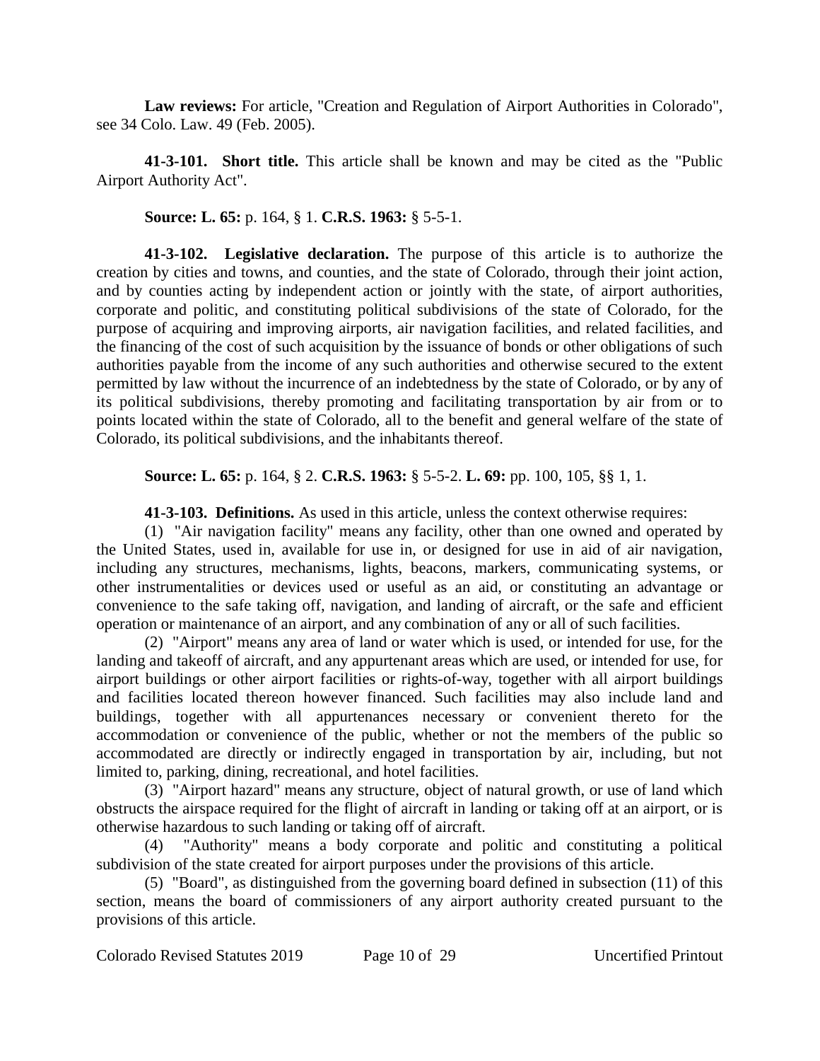**Law reviews:** For article, "Creation and Regulation of Airport Authorities in Colorado", see 34 Colo. Law. 49 (Feb. 2005).

**41-3-101. Short title.** This article shall be known and may be cited as the "Public Airport Authority Act".

**Source: L. 65:** p. 164, § 1. **C.R.S. 1963:** § 5-5-1.

**41-3-102. Legislative declaration.** The purpose of this article is to authorize the creation by cities and towns, and counties, and the state of Colorado, through their joint action, and by counties acting by independent action or jointly with the state, of airport authorities, corporate and politic, and constituting political subdivisions of the state of Colorado, for the purpose of acquiring and improving airports, air navigation facilities, and related facilities, and the financing of the cost of such acquisition by the issuance of bonds or other obligations of such authorities payable from the income of any such authorities and otherwise secured to the extent permitted by law without the incurrence of an indebtedness by the state of Colorado, or by any of its political subdivisions, thereby promoting and facilitating transportation by air from or to points located within the state of Colorado, all to the benefit and general welfare of the state of Colorado, its political subdivisions, and the inhabitants thereof.

**Source: L. 65:** p. 164, § 2. **C.R.S. 1963:** § 5-5-2. **L. 69:** pp. 100, 105, §§ 1, 1.

**41-3-103. Definitions.** As used in this article, unless the context otherwise requires:

(1) "Air navigation facility" means any facility, other than one owned and operated by the United States, used in, available for use in, or designed for use in aid of air navigation, including any structures, mechanisms, lights, beacons, markers, communicating systems, or other instrumentalities or devices used or useful as an aid, or constituting an advantage or convenience to the safe taking off, navigation, and landing of aircraft, or the safe and efficient operation or maintenance of an airport, and any combination of any or all of such facilities.

(2) "Airport" means any area of land or water which is used, or intended for use, for the landing and takeoff of aircraft, and any appurtenant areas which are used, or intended for use, for airport buildings or other airport facilities or rights-of-way, together with all airport buildings and facilities located thereon however financed. Such facilities may also include land and buildings, together with all appurtenances necessary or convenient thereto for the accommodation or convenience of the public, whether or not the members of the public so accommodated are directly or indirectly engaged in transportation by air, including, but not limited to, parking, dining, recreational, and hotel facilities.

(3) "Airport hazard" means any structure, object of natural growth, or use of land which obstructs the airspace required for the flight of aircraft in landing or taking off at an airport, or is otherwise hazardous to such landing or taking off of aircraft.

(4) "Authority" means a body corporate and politic and constituting a political subdivision of the state created for airport purposes under the provisions of this article.

(5) "Board", as distinguished from the governing board defined in subsection (11) of this section, means the board of commissioners of any airport authority created pursuant to the provisions of this article.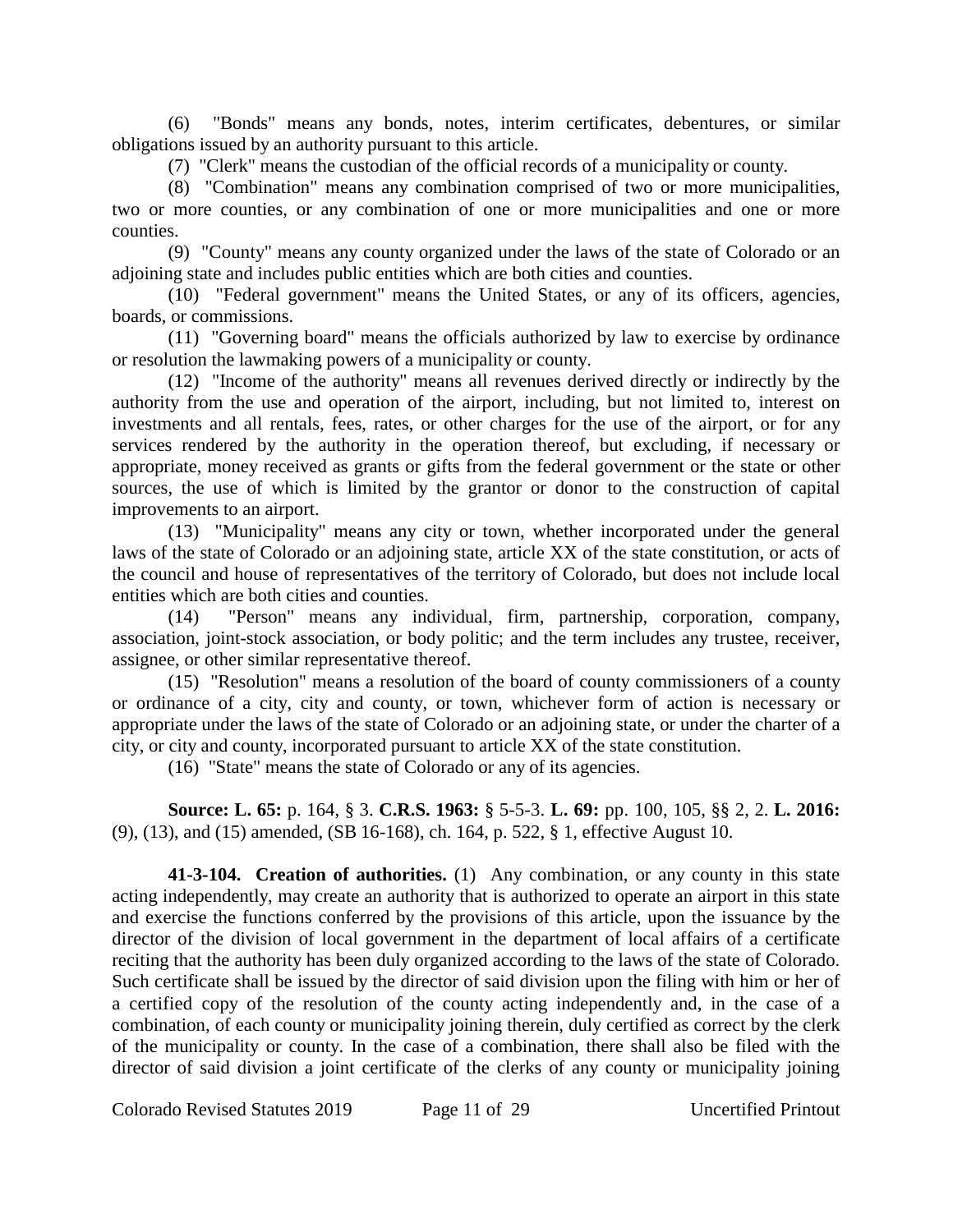(6) "Bonds" means any bonds, notes, interim certificates, debentures, or similar obligations issued by an authority pursuant to this article.

(7) "Clerk" means the custodian of the official records of a municipality or county.

(8) "Combination" means any combination comprised of two or more municipalities, two or more counties, or any combination of one or more municipalities and one or more counties.

(9) "County" means any county organized under the laws of the state of Colorado or an adjoining state and includes public entities which are both cities and counties.

(10) "Federal government" means the United States, or any of its officers, agencies, boards, or commissions.

(11) "Governing board" means the officials authorized by law to exercise by ordinance or resolution the lawmaking powers of a municipality or county.

(12) "Income of the authority" means all revenues derived directly or indirectly by the authority from the use and operation of the airport, including, but not limited to, interest on investments and all rentals, fees, rates, or other charges for the use of the airport, or for any services rendered by the authority in the operation thereof, but excluding, if necessary or appropriate, money received as grants or gifts from the federal government or the state or other sources, the use of which is limited by the grantor or donor to the construction of capital improvements to an airport.

(13) "Municipality" means any city or town, whether incorporated under the general laws of the state of Colorado or an adjoining state, article XX of the state constitution, or acts of the council and house of representatives of the territory of Colorado, but does not include local entities which are both cities and counties.

(14) "Person" means any individual, firm, partnership, corporation, company, association, joint-stock association, or body politic; and the term includes any trustee, receiver, assignee, or other similar representative thereof.

(15) "Resolution" means a resolution of the board of county commissioners of a county or ordinance of a city, city and county, or town, whichever form of action is necessary or appropriate under the laws of the state of Colorado or an adjoining state, or under the charter of a city, or city and county, incorporated pursuant to article XX of the state constitution.

(16) "State" means the state of Colorado or any of its agencies.

**Source: L. 65:** p. 164, § 3. **C.R.S. 1963:** § 5-5-3. **L. 69:** pp. 100, 105, §§ 2, 2. **L. 2016:** (9), (13), and (15) amended, (SB 16-168), ch. 164, p. 522, § 1, effective August 10.

**41-3-104. Creation of authorities.** (1) Any combination, or any county in this state acting independently, may create an authority that is authorized to operate an airport in this state and exercise the functions conferred by the provisions of this article, upon the issuance by the director of the division of local government in the department of local affairs of a certificate reciting that the authority has been duly organized according to the laws of the state of Colorado. Such certificate shall be issued by the director of said division upon the filing with him or her of a certified copy of the resolution of the county acting independently and, in the case of a combination, of each county or municipality joining therein, duly certified as correct by the clerk of the municipality or county. In the case of a combination, there shall also be filed with the director of said division a joint certificate of the clerks of any county or municipality joining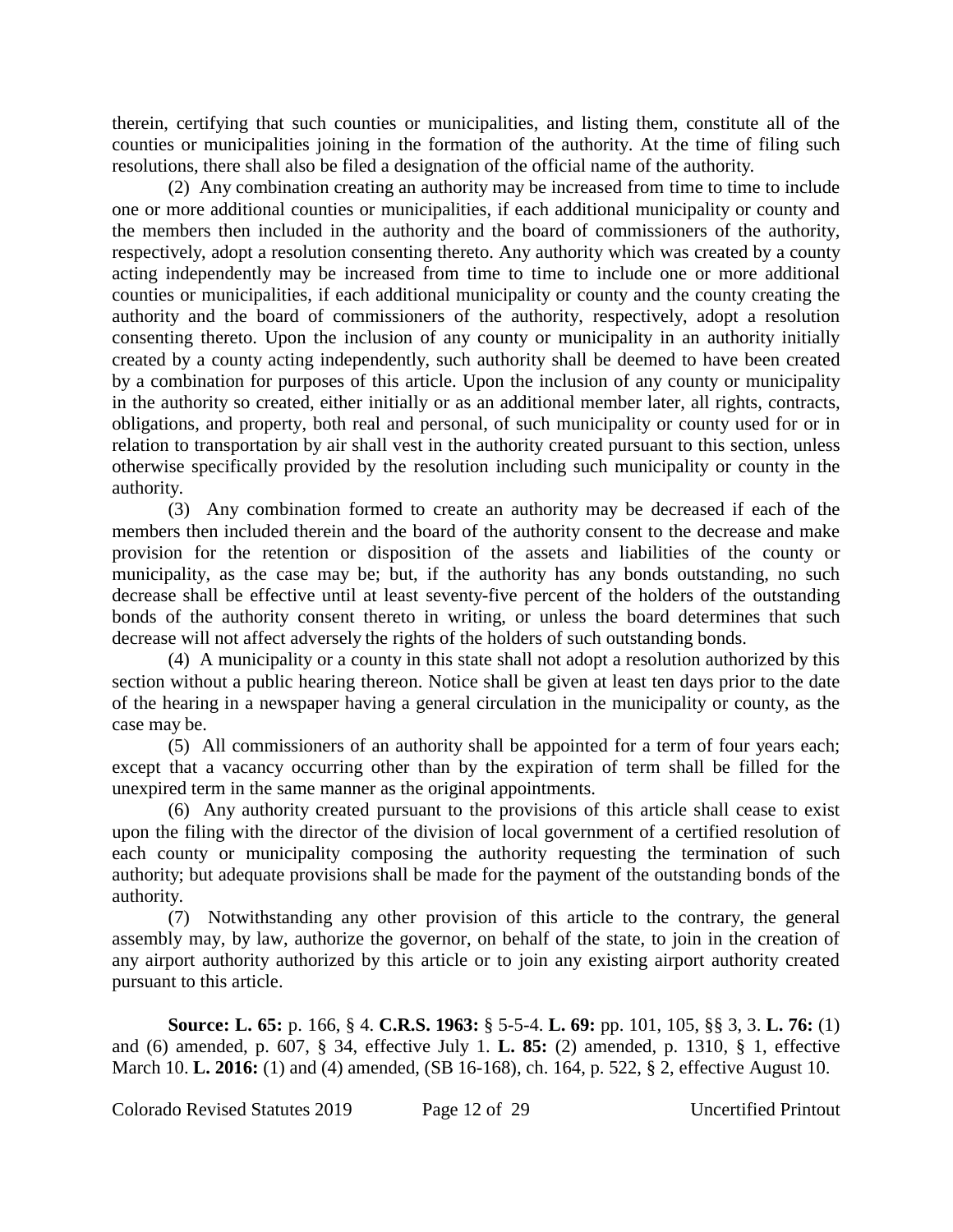therein, certifying that such counties or municipalities, and listing them, constitute all of the counties or municipalities joining in the formation of the authority. At the time of filing such resolutions, there shall also be filed a designation of the official name of the authority.

(2) Any combination creating an authority may be increased from time to time to include one or more additional counties or municipalities, if each additional municipality or county and the members then included in the authority and the board of commissioners of the authority, respectively, adopt a resolution consenting thereto. Any authority which was created by a county acting independently may be increased from time to time to include one or more additional counties or municipalities, if each additional municipality or county and the county creating the authority and the board of commissioners of the authority, respectively, adopt a resolution consenting thereto. Upon the inclusion of any county or municipality in an authority initially created by a county acting independently, such authority shall be deemed to have been created by a combination for purposes of this article. Upon the inclusion of any county or municipality in the authority so created, either initially or as an additional member later, all rights, contracts, obligations, and property, both real and personal, of such municipality or county used for or in relation to transportation by air shall vest in the authority created pursuant to this section, unless otherwise specifically provided by the resolution including such municipality or county in the authority.

(3) Any combination formed to create an authority may be decreased if each of the members then included therein and the board of the authority consent to the decrease and make provision for the retention or disposition of the assets and liabilities of the county or municipality, as the case may be; but, if the authority has any bonds outstanding, no such decrease shall be effective until at least seventy-five percent of the holders of the outstanding bonds of the authority consent thereto in writing, or unless the board determines that such decrease will not affect adversely the rights of the holders of such outstanding bonds.

(4) A municipality or a county in this state shall not adopt a resolution authorized by this section without a public hearing thereon. Notice shall be given at least ten days prior to the date of the hearing in a newspaper having a general circulation in the municipality or county, as the case may be.

(5) All commissioners of an authority shall be appointed for a term of four years each; except that a vacancy occurring other than by the expiration of term shall be filled for the unexpired term in the same manner as the original appointments.

(6) Any authority created pursuant to the provisions of this article shall cease to exist upon the filing with the director of the division of local government of a certified resolution of each county or municipality composing the authority requesting the termination of such authority; but adequate provisions shall be made for the payment of the outstanding bonds of the authority.

(7) Notwithstanding any other provision of this article to the contrary, the general assembly may, by law, authorize the governor, on behalf of the state, to join in the creation of any airport authority authorized by this article or to join any existing airport authority created pursuant to this article.

**Source: L. 65:** p. 166, § 4. **C.R.S. 1963:** § 5-5-4. **L. 69:** pp. 101, 105, §§ 3, 3. **L. 76:** (1) and (6) amended, p. 607, § 34, effective July 1. **L. 85:** (2) amended, p. 1310, § 1, effective March 10. **L. 2016:** (1) and (4) amended, (SB 16-168), ch. 164, p. 522, § 2, effective August 10.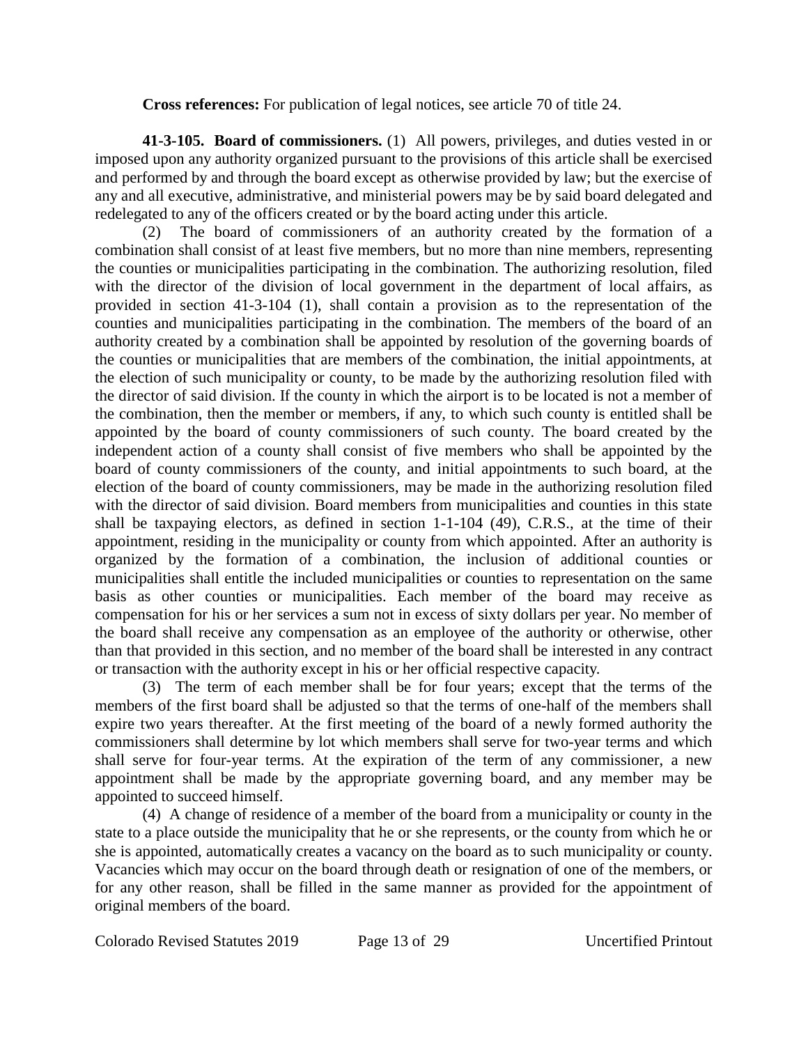**Cross references:** For publication of legal notices, see article 70 of title 24.

**41-3-105. Board of commissioners.** (1) All powers, privileges, and duties vested in or imposed upon any authority organized pursuant to the provisions of this article shall be exercised and performed by and through the board except as otherwise provided by law; but the exercise of any and all executive, administrative, and ministerial powers may be by said board delegated and redelegated to any of the officers created or by the board acting under this article.

(2) The board of commissioners of an authority created by the formation of a combination shall consist of at least five members, but no more than nine members, representing the counties or municipalities participating in the combination. The authorizing resolution, filed with the director of the division of local government in the department of local affairs, as provided in section 41-3-104 (1), shall contain a provision as to the representation of the counties and municipalities participating in the combination. The members of the board of an authority created by a combination shall be appointed by resolution of the governing boards of the counties or municipalities that are members of the combination, the initial appointments, at the election of such municipality or county, to be made by the authorizing resolution filed with the director of said division. If the county in which the airport is to be located is not a member of the combination, then the member or members, if any, to which such county is entitled shall be appointed by the board of county commissioners of such county. The board created by the independent action of a county shall consist of five members who shall be appointed by the board of county commissioners of the county, and initial appointments to such board, at the election of the board of county commissioners, may be made in the authorizing resolution filed with the director of said division. Board members from municipalities and counties in this state shall be taxpaying electors, as defined in section 1-1-104 (49), C.R.S., at the time of their appointment, residing in the municipality or county from which appointed. After an authority is organized by the formation of a combination, the inclusion of additional counties or municipalities shall entitle the included municipalities or counties to representation on the same basis as other counties or municipalities. Each member of the board may receive as compensation for his or her services a sum not in excess of sixty dollars per year. No member of the board shall receive any compensation as an employee of the authority or otherwise, other than that provided in this section, and no member of the board shall be interested in any contract or transaction with the authority except in his or her official respective capacity.

(3) The term of each member shall be for four years; except that the terms of the members of the first board shall be adjusted so that the terms of one-half of the members shall expire two years thereafter. At the first meeting of the board of a newly formed authority the commissioners shall determine by lot which members shall serve for two-year terms and which shall serve for four-year terms. At the expiration of the term of any commissioner, a new appointment shall be made by the appropriate governing board, and any member may be appointed to succeed himself.

(4) A change of residence of a member of the board from a municipality or county in the state to a place outside the municipality that he or she represents, or the county from which he or she is appointed, automatically creates a vacancy on the board as to such municipality or county. Vacancies which may occur on the board through death or resignation of one of the members, or for any other reason, shall be filled in the same manner as provided for the appointment of original members of the board.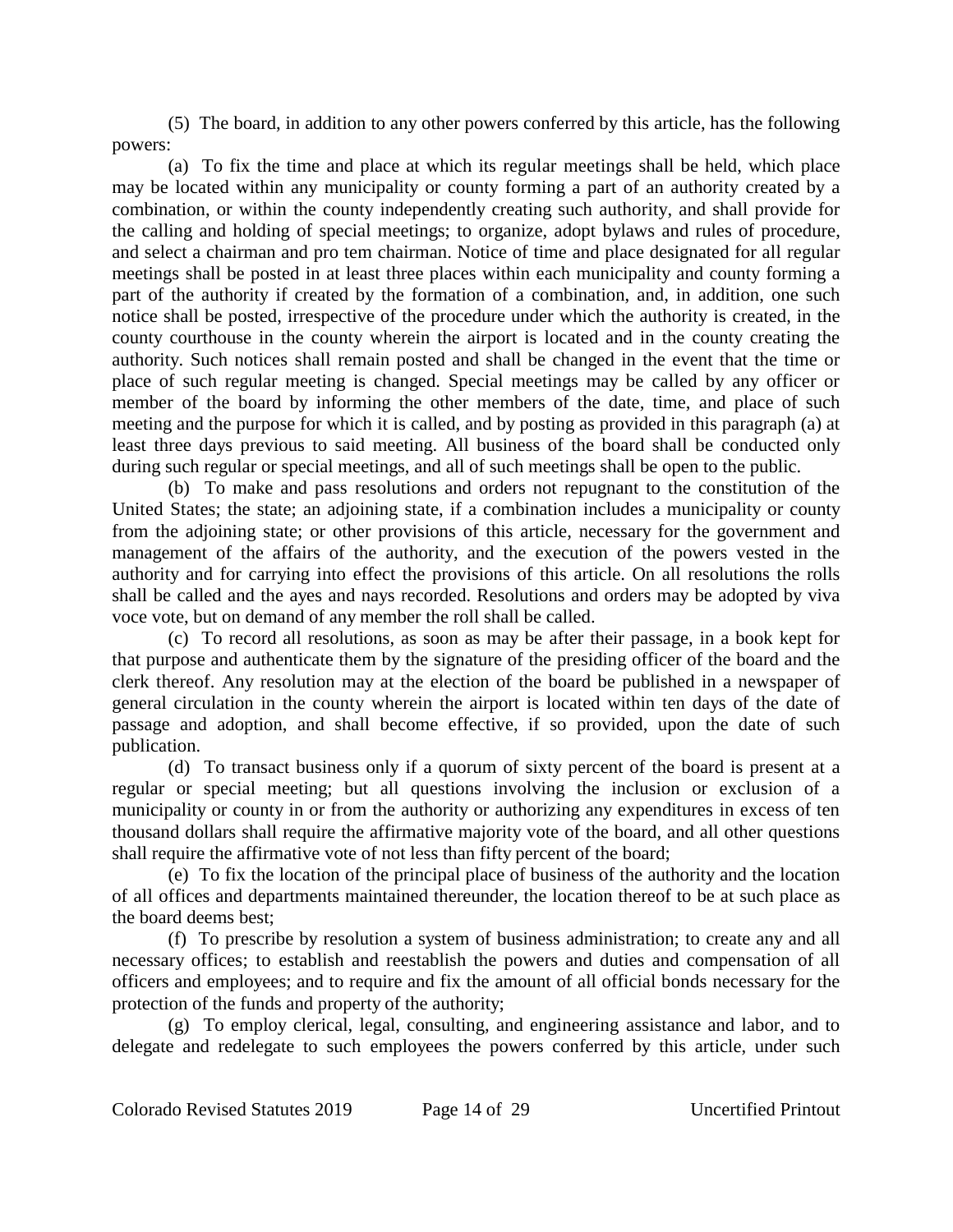(5) The board, in addition to any other powers conferred by this article, has the following powers:

(a) To fix the time and place at which its regular meetings shall be held, which place may be located within any municipality or county forming a part of an authority created by a combination, or within the county independently creating such authority, and shall provide for the calling and holding of special meetings; to organize, adopt bylaws and rules of procedure, and select a chairman and pro tem chairman. Notice of time and place designated for all regular meetings shall be posted in at least three places within each municipality and county forming a part of the authority if created by the formation of a combination, and, in addition, one such notice shall be posted, irrespective of the procedure under which the authority is created, in the county courthouse in the county wherein the airport is located and in the county creating the authority. Such notices shall remain posted and shall be changed in the event that the time or place of such regular meeting is changed. Special meetings may be called by any officer or member of the board by informing the other members of the date, time, and place of such meeting and the purpose for which it is called, and by posting as provided in this paragraph (a) at least three days previous to said meeting. All business of the board shall be conducted only during such regular or special meetings, and all of such meetings shall be open to the public.

(b) To make and pass resolutions and orders not repugnant to the constitution of the United States; the state; an adjoining state, if a combination includes a municipality or county from the adjoining state; or other provisions of this article, necessary for the government and management of the affairs of the authority, and the execution of the powers vested in the authority and for carrying into effect the provisions of this article. On all resolutions the rolls shall be called and the ayes and nays recorded. Resolutions and orders may be adopted by viva voce vote, but on demand of any member the roll shall be called.

(c) To record all resolutions, as soon as may be after their passage, in a book kept for that purpose and authenticate them by the signature of the presiding officer of the board and the clerk thereof. Any resolution may at the election of the board be published in a newspaper of general circulation in the county wherein the airport is located within ten days of the date of passage and adoption, and shall become effective, if so provided, upon the date of such publication.

(d) To transact business only if a quorum of sixty percent of the board is present at a regular or special meeting; but all questions involving the inclusion or exclusion of a municipality or county in or from the authority or authorizing any expenditures in excess of ten thousand dollars shall require the affirmative majority vote of the board, and all other questions shall require the affirmative vote of not less than fifty percent of the board;

(e) To fix the location of the principal place of business of the authority and the location of all offices and departments maintained thereunder, the location thereof to be at such place as the board deems best;

(f) To prescribe by resolution a system of business administration; to create any and all necessary offices; to establish and reestablish the powers and duties and compensation of all officers and employees; and to require and fix the amount of all official bonds necessary for the protection of the funds and property of the authority;

(g) To employ clerical, legal, consulting, and engineering assistance and labor, and to delegate and redelegate to such employees the powers conferred by this article, under such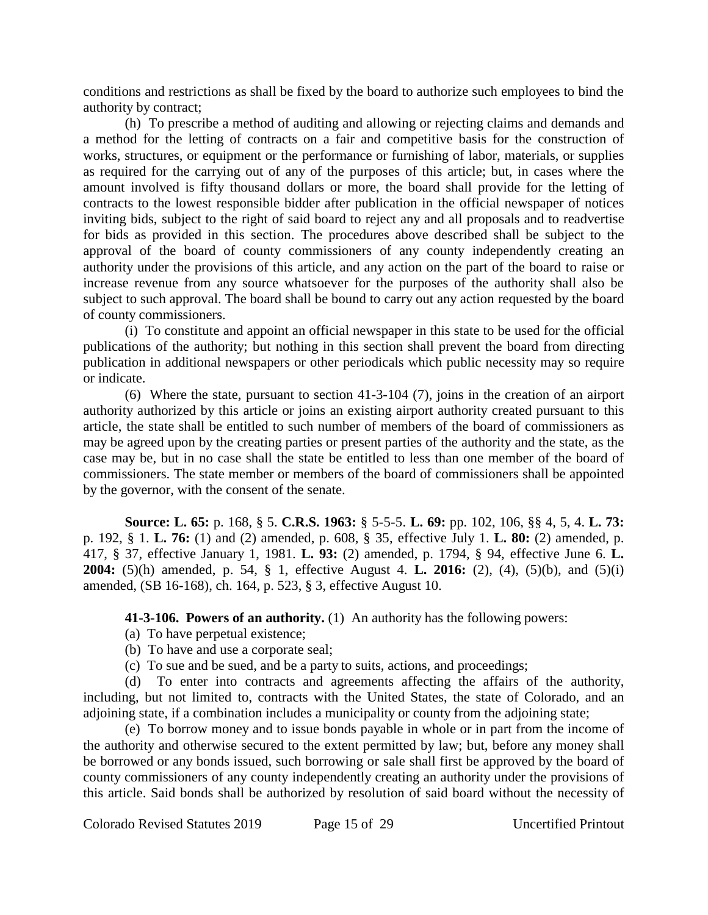conditions and restrictions as shall be fixed by the board to authorize such employees to bind the authority by contract;

(h) To prescribe a method of auditing and allowing or rejecting claims and demands and a method for the letting of contracts on a fair and competitive basis for the construction of works, structures, or equipment or the performance or furnishing of labor, materials, or supplies as required for the carrying out of any of the purposes of this article; but, in cases where the amount involved is fifty thousand dollars or more, the board shall provide for the letting of contracts to the lowest responsible bidder after publication in the official newspaper of notices inviting bids, subject to the right of said board to reject any and all proposals and to readvertise for bids as provided in this section. The procedures above described shall be subject to the approval of the board of county commissioners of any county independently creating an authority under the provisions of this article, and any action on the part of the board to raise or increase revenue from any source whatsoever for the purposes of the authority shall also be subject to such approval. The board shall be bound to carry out any action requested by the board of county commissioners.

(i) To constitute and appoint an official newspaper in this state to be used for the official publications of the authority; but nothing in this section shall prevent the board from directing publication in additional newspapers or other periodicals which public necessity may so require or indicate.

(6) Where the state, pursuant to section 41-3-104 (7), joins in the creation of an airport authority authorized by this article or joins an existing airport authority created pursuant to this article, the state shall be entitled to such number of members of the board of commissioners as may be agreed upon by the creating parties or present parties of the authority and the state, as the case may be, but in no case shall the state be entitled to less than one member of the board of commissioners. The state member or members of the board of commissioners shall be appointed by the governor, with the consent of the senate.

**Source: L. 65:** p. 168, § 5. **C.R.S. 1963:** § 5-5-5. **L. 69:** pp. 102, 106, §§ 4, 5, 4. **L. 73:** p. 192, § 1. **L. 76:** (1) and (2) amended, p. 608, § 35, effective July 1. **L. 80:** (2) amended, p. 417, § 37, effective January 1, 1981. **L. 93:** (2) amended, p. 1794, § 94, effective June 6. **L. 2004:** (5)(h) amended, p. 54, § 1, effective August 4. **L. 2016:** (2), (4), (5)(b), and (5)(i) amended, (SB 16-168), ch. 164, p. 523, § 3, effective August 10.

**41-3-106. Powers of an authority.** (1) An authority has the following powers:

(a) To have perpetual existence;

(b) To have and use a corporate seal;

(c) To sue and be sued, and be a party to suits, actions, and proceedings;

(d) To enter into contracts and agreements affecting the affairs of the authority, including, but not limited to, contracts with the United States, the state of Colorado, and an adjoining state, if a combination includes a municipality or county from the adjoining state;

(e) To borrow money and to issue bonds payable in whole or in part from the income of the authority and otherwise secured to the extent permitted by law; but, before any money shall be borrowed or any bonds issued, such borrowing or sale shall first be approved by the board of county commissioners of any county independently creating an authority under the provisions of this article. Said bonds shall be authorized by resolution of said board without the necessity of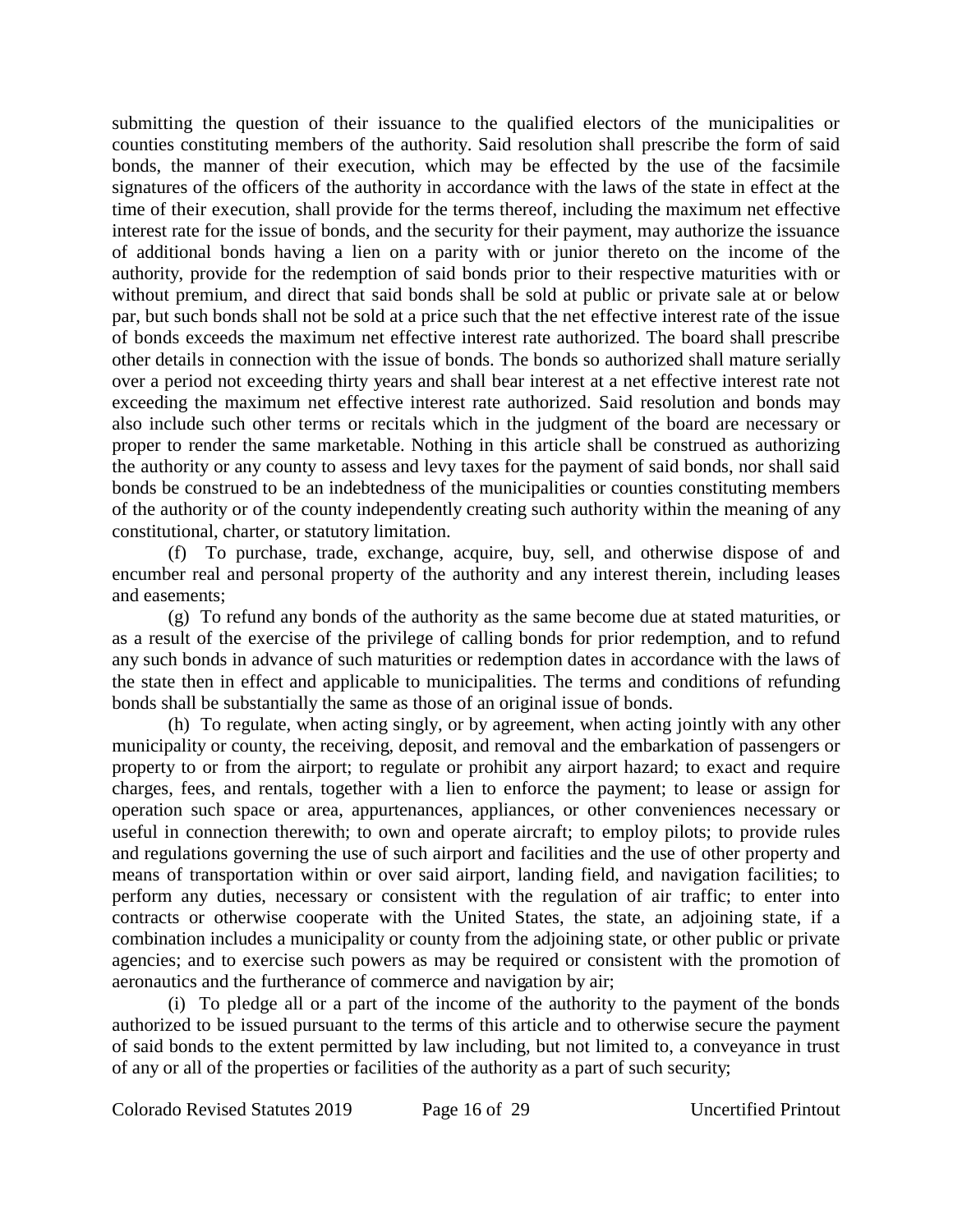submitting the question of their issuance to the qualified electors of the municipalities or counties constituting members of the authority. Said resolution shall prescribe the form of said bonds, the manner of their execution, which may be effected by the use of the facsimile signatures of the officers of the authority in accordance with the laws of the state in effect at the time of their execution, shall provide for the terms thereof, including the maximum net effective interest rate for the issue of bonds, and the security for their payment, may authorize the issuance of additional bonds having a lien on a parity with or junior thereto on the income of the authority, provide for the redemption of said bonds prior to their respective maturities with or without premium, and direct that said bonds shall be sold at public or private sale at or below par, but such bonds shall not be sold at a price such that the net effective interest rate of the issue of bonds exceeds the maximum net effective interest rate authorized. The board shall prescribe other details in connection with the issue of bonds. The bonds so authorized shall mature serially over a period not exceeding thirty years and shall bear interest at a net effective interest rate not exceeding the maximum net effective interest rate authorized. Said resolution and bonds may also include such other terms or recitals which in the judgment of the board are necessary or proper to render the same marketable. Nothing in this article shall be construed as authorizing the authority or any county to assess and levy taxes for the payment of said bonds, nor shall said bonds be construed to be an indebtedness of the municipalities or counties constituting members of the authority or of the county independently creating such authority within the meaning of any constitutional, charter, or statutory limitation.

(f) To purchase, trade, exchange, acquire, buy, sell, and otherwise dispose of and encumber real and personal property of the authority and any interest therein, including leases and easements;

(g) To refund any bonds of the authority as the same become due at stated maturities, or as a result of the exercise of the privilege of calling bonds for prior redemption, and to refund any such bonds in advance of such maturities or redemption dates in accordance with the laws of the state then in effect and applicable to municipalities. The terms and conditions of refunding bonds shall be substantially the same as those of an original issue of bonds.

(h) To regulate, when acting singly, or by agreement, when acting jointly with any other municipality or county, the receiving, deposit, and removal and the embarkation of passengers or property to or from the airport; to regulate or prohibit any airport hazard; to exact and require charges, fees, and rentals, together with a lien to enforce the payment; to lease or assign for operation such space or area, appurtenances, appliances, or other conveniences necessary or useful in connection therewith; to own and operate aircraft; to employ pilots; to provide rules and regulations governing the use of such airport and facilities and the use of other property and means of transportation within or over said airport, landing field, and navigation facilities; to perform any duties, necessary or consistent with the regulation of air traffic; to enter into contracts or otherwise cooperate with the United States, the state, an adjoining state, if a combination includes a municipality or county from the adjoining state, or other public or private agencies; and to exercise such powers as may be required or consistent with the promotion of aeronautics and the furtherance of commerce and navigation by air;

(i) To pledge all or a part of the income of the authority to the payment of the bonds authorized to be issued pursuant to the terms of this article and to otherwise secure the payment of said bonds to the extent permitted by law including, but not limited to, a conveyance in trust of any or all of the properties or facilities of the authority as a part of such security;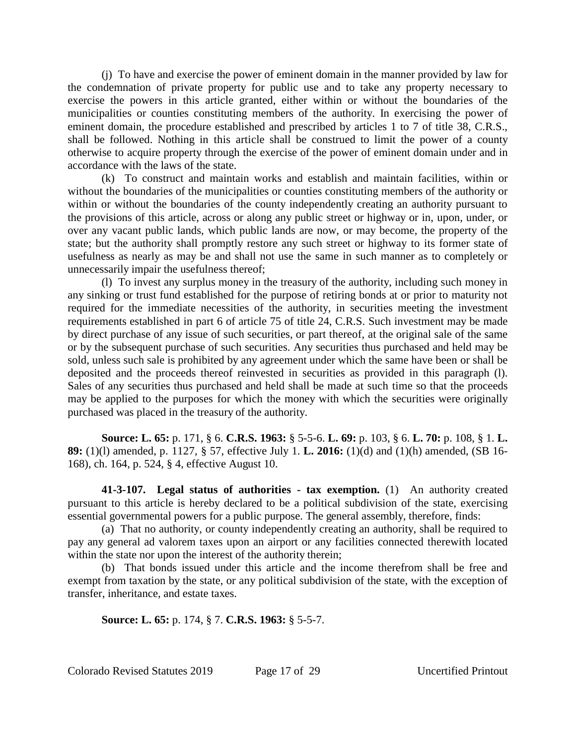(j) To have and exercise the power of eminent domain in the manner provided by law for the condemnation of private property for public use and to take any property necessary to exercise the powers in this article granted, either within or without the boundaries of the municipalities or counties constituting members of the authority. In exercising the power of eminent domain, the procedure established and prescribed by articles 1 to 7 of title 38, C.R.S., shall be followed. Nothing in this article shall be construed to limit the power of a county otherwise to acquire property through the exercise of the power of eminent domain under and in accordance with the laws of the state.

(k) To construct and maintain works and establish and maintain facilities, within or without the boundaries of the municipalities or counties constituting members of the authority or within or without the boundaries of the county independently creating an authority pursuant to the provisions of this article, across or along any public street or highway or in, upon, under, or over any vacant public lands, which public lands are now, or may become, the property of the state; but the authority shall promptly restore any such street or highway to its former state of usefulness as nearly as may be and shall not use the same in such manner as to completely or unnecessarily impair the usefulness thereof;

(l) To invest any surplus money in the treasury of the authority, including such money in any sinking or trust fund established for the purpose of retiring bonds at or prior to maturity not required for the immediate necessities of the authority, in securities meeting the investment requirements established in part 6 of article 75 of title 24, C.R.S. Such investment may be made by direct purchase of any issue of such securities, or part thereof, at the original sale of the same or by the subsequent purchase of such securities. Any securities thus purchased and held may be sold, unless such sale is prohibited by any agreement under which the same have been or shall be deposited and the proceeds thereof reinvested in securities as provided in this paragraph (l). Sales of any securities thus purchased and held shall be made at such time so that the proceeds may be applied to the purposes for which the money with which the securities were originally purchased was placed in the treasury of the authority.

**Source: L. 65:** p. 171, § 6. **C.R.S. 1963:** § 5-5-6. **L. 69:** p. 103, § 6. **L. 70:** p. 108, § 1. **L. 89:** (1)(l) amended, p. 1127, § 57, effective July 1. **L. 2016:** (1)(d) and (1)(h) amended, (SB 16-168), ch. 164, p. 524, § 4, effective August 10.

**41-3-107. Legal status of authorities - tax exemption.** (1) An authority created pursuant to this article is hereby declared to be a political subdivision of the state, exercising essential governmental powers for a public purpose. The general assembly, therefore, finds:

(a) That no authority, or county independently creating an authority, shall be required to pay any general ad valorem taxes upon an airport or any facilities connected therewith located within the state nor upon the interest of the authority therein;

(b) That bonds issued under this article and the income therefrom shall be free and exempt from taxation by the state, or any political subdivision of the state, with the exception of transfer, inheritance, and estate taxes.

**Source: L. 65:** p. 174, § 7. **C.R.S. 1963:** § 5-5-7.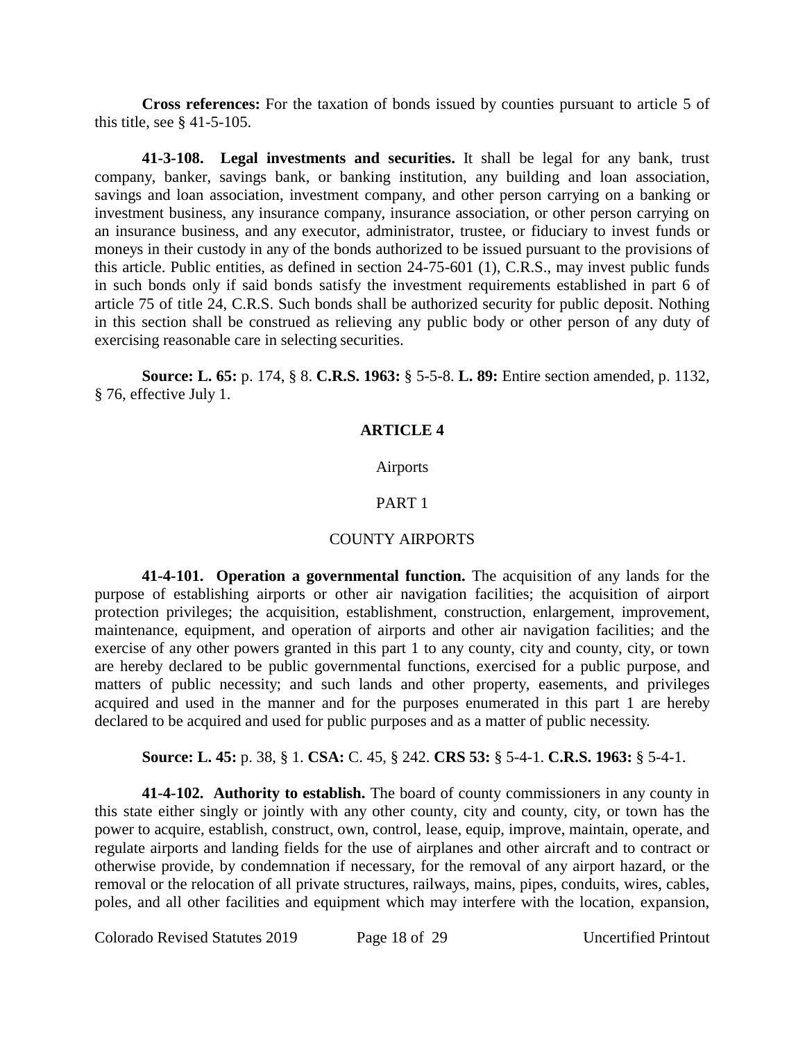**Cross references:** For the taxation of bonds issued by counties pursuant to article 5 of this title, see § 41-5-105.

**41-3-108. Legal investments and securities.** It shall be legal for any bank, trust company, banker, savings bank, or banking institution, any building and loan association, savings and loan association, investment company, and other person carrying on a banking or investment business, any insurance company, insurance association, or other person carrying on an insurance business, and any executor, administrator, trustee, or fiduciary to invest funds or moneys in their custody in any of the bonds authorized to be issued pursuant to the provisions of this article. Public entities, as defined in section 24-75-601 (1), C.R.S., may invest public funds in such bonds only if said bonds satisfy the investment requirements established in part 6 of article 75 of title 24, C.R.S. Such bonds shall be authorized security for public deposit. Nothing in this section shall be construed as relieving any public body or other person of any duty of exercising reasonable care in selecting securities.

**Source: L. 65:** p. 174, § 8. **C.R.S. 1963:** § 5-5-8. **L. 89:** Entire section amended, p. 1132, § 76, effective July 1.

## ARTICLE 4

### Airports

### PART 1

### COUNTY AIRPORTS

**41-4-101. Operation a governmental function.** The acquisition of any lands for the purpose of establishing airports or other air navigation facilities; the acquisition of airport protection privileges; the acquisition, establishment, construction, enlargement, improvement, maintenance, equipment, and operation of airports and other air navigation facilities; and the exercise of any other powers granted in this part 1 to any county, city and county, city, or town are hereby declared to be public governmental functions, exercised for a public purpose, and matters of public necessity; and such lands and other property, easements, and privileges acquired and used in the manner and for the purposes enumerated in this part 1 are hereby declared to be acquired and used for public purposes and as a matter of public necessity.

**Source: L. 45:** p. 38, § 1. **CSA:** C. 45, § 242. **CRS 53:** § 5-4-1. **C.R.S. 1963:** § 5-4-1.

**41-4-102. Authority to establish.** The board of county commissioners in any county in this state either singly or jointly with any other county, city and county, city, or town has the power to acquire, establish, construct, own, control, lease, equip, improve, maintain, operate, and regulate airports and landing fields for the use of airplanes and other aircraft and to contract or otherwise provide, by condemnation if necessary, for the removal of any airport hazard, or the removal or the relocation of all private structures, railways, mains, pipes, conduits, wires, cables, poles, and all other facilities and equipment which may interfere with the location, expansion,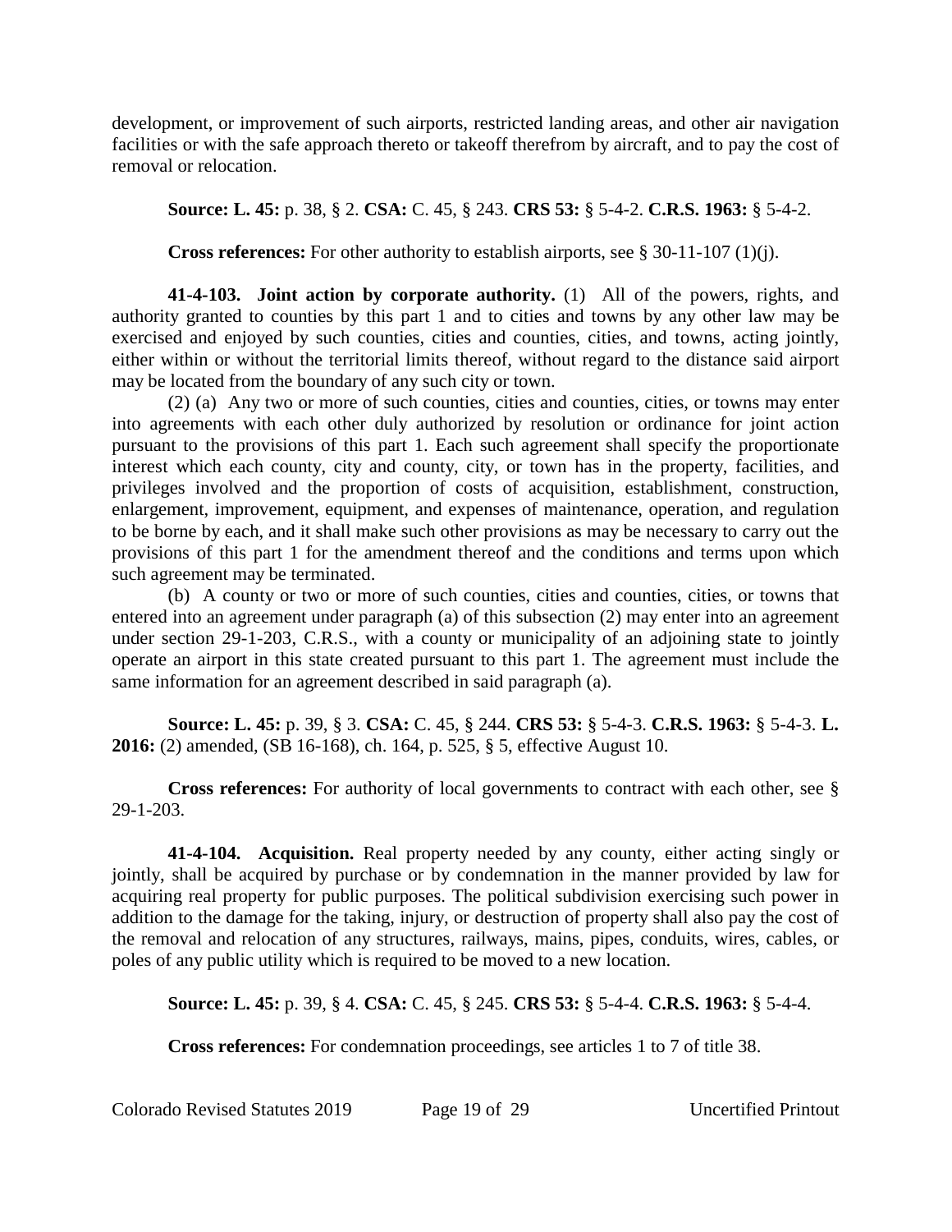development, or improvement of such airports, restricted landing areas, and other air navigation facilities or with the safe approach thereto or takeoff therefrom by aircraft, and to pay the cost of removal or relocation.

**Source: L. 45:** p. 38, § 2. **CSA:** C. 45, § 243. **CRS 53:** § 5-4-2. **C.R.S. 1963:** § 5-4-2.

**Cross references:** For other authority to establish airports, see § 30-11-107 (1)(j).

**41-4-103. Joint action by corporate authority.** (1) All of the powers, rights, and authority granted to counties by this part 1 and to cities and towns by any other law may be exercised and enjoyed by such counties, cities and counties, cities, and towns, acting jointly, either within or without the territorial limits thereof, without regard to the distance said airport may be located from the boundary of any such city or town.

(2) (a) Any two or more of such counties, cities and counties, cities, or towns may enter into agreements with each other duly authorized by resolution or ordinance for joint action pursuant to the provisions of this part 1. Each such agreement shall specify the proportionate interest which each county, city and county, city, or town has in the property, facilities, and privileges involved and the proportion of costs of acquisition, establishment, construction, enlargement, improvement, equipment, and expenses of maintenance, operation, and regulation to be borne by each, and it shall make such other provisions as may be necessary to carry out the provisions of this part 1 for the amendment thereof and the conditions and terms upon which such agreement may be terminated.

(b) A county or two or more of such counties, cities and counties, cities, or towns that entered into an agreement under paragraph (a) of this subsection (2) may enter into an agreement under section 29-1-203, C.R.S., with a county or municipality of an adjoining state to jointly operate an airport in this state created pursuant to this part 1. The agreement must include the same information for an agreement described in said paragraph (a).

**Source: L. 45:** p. 39, § 3. **CSA:** C. 45, § 244. **CRS 53:** § 5-4-3. **C.R.S. 1963:** § 5-4-3. **L. 2016:** (2) amended, (SB 16-168), ch. 164, p. 525, § 5, effective August 10.

**Cross references:** For authority of local governments to contract with each other, see § 29-1-203.

**41-4-104. Acquisition.** Real property needed by any county, either acting singly or jointly, shall be acquired by purchase or by condemnation in the manner provided by law for acquiring real property for public purposes. The political subdivision exercising such power in addition to the damage for the taking, injury, or destruction of property shall also pay the cost of the removal and relocation of any structures, railways, mains, pipes, conduits, wires, cables, or poles of any public utility which is required to be moved to a new location.

**Source: L. 45:** p. 39, § 4. **CSA:** C. 45, § 245. **CRS 53:** § 5-4-4. **C.R.S. 1963:** § 5-4-4.

**Cross references:** For condemnation proceedings, see articles 1 to 7 of title 38.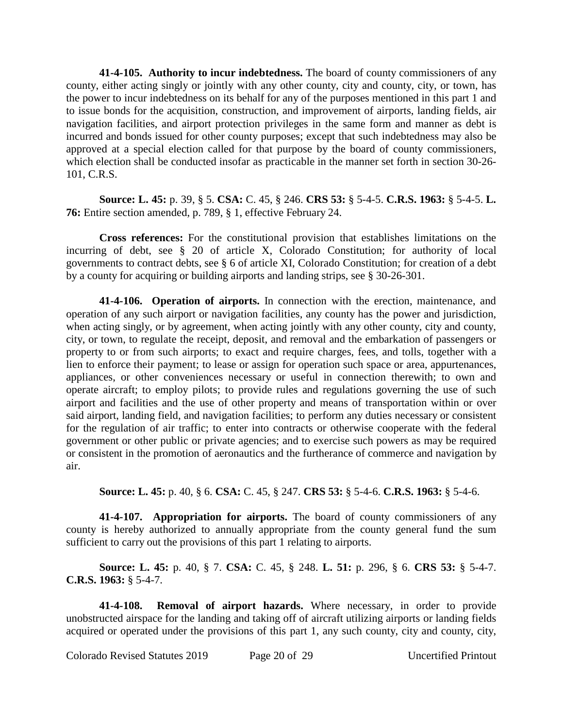**41-4-105. Authority to incur indebtedness.** The board of county commissioners of any county, either acting singly or jointly with any other county, city and county, city, or town, has the power to incur indebtedness on its behalf for any of the purposes mentioned in this part 1 and to issue bonds for the acquisition, construction, and improvement of airports, landing fields, air navigation facilities, and airport protection privileges in the same form and manner as debt is incurred and bonds issued for other county purposes; except that such indebtedness may also be approved at a special election called for that purpose by the board of county commissioners, which election shall be conducted insofar as practicable in the manner set forth in section 30-26-101, C.R.S.

**Source: L. 45:** p. 39, § 5. **CSA:** C. 45, § 246. **CRS 53:** § 5-4-5. **C.R.S. 1963:** § 5-4-5. **L. 76:** Entire section amended, p. 789, § 1, effective February 24.

**Cross references:** For the constitutional provision that establishes limitations on the incurring of debt, see § 20 of article X, Colorado Constitution; for authority of local governments to contract debts, see § 6 of article XI, Colorado Constitution; for creation of a debt by a county for acquiring or building airports and landing strips, see § 30-26-301.

**41-4-106. Operation of airports.** In connection with the erection, maintenance, and operation of any such airport or navigation facilities, any county has the power and jurisdiction, when acting singly, or by agreement, when acting jointly with any other county, city and county, city, or town, to regulate the receipt, deposit, and removal and the embarkation of passengers or property to or from such airports; to exact and require charges, fees, and tolls, together with a lien to enforce their payment; to lease or assign for operation such space or area, appurtenances, appliances, or other conveniences necessary or useful in connection therewith; to own and operate aircraft; to employ pilots; to provide rules and regulations governing the use of such airport and facilities and the use of other property and means of transportation within or over said airport, landing field, and navigation facilities; to perform any duties necessary or consistent for the regulation of air traffic; to enter into contracts or otherwise cooperate with the federal government or other public or private agencies; and to exercise such powers as may be required or consistent in the promotion of aeronautics and the furtherance of commerce and navigation by air.

**Source: L. 45:** p. 40, § 6. **CSA:** C. 45, § 247. **CRS 53:** § 5-4-6. **C.R.S. 1963:** § 5-4-6.

**41-4-107. Appropriation for airports.** The board of county commissioners of any county is hereby authorized to annually appropriate from the county general fund the sum sufficient to carry out the provisions of this part 1 relating to airports.

**Source: L. 45:** p. 40, § 7. **CSA:** C. 45, § 248. **L. 51:** p. 296, § 6. **CRS 53:** § 5-4-7. **C.R.S. 1963:** § 5-4-7.

**41-4-108. Removal of airport hazards.** Where necessary, in order to provide unobstructed airspace for the landing and taking off of aircraft utilizing airports or landing fields acquired or operated under the provisions of this part 1, any such county, city and county, city,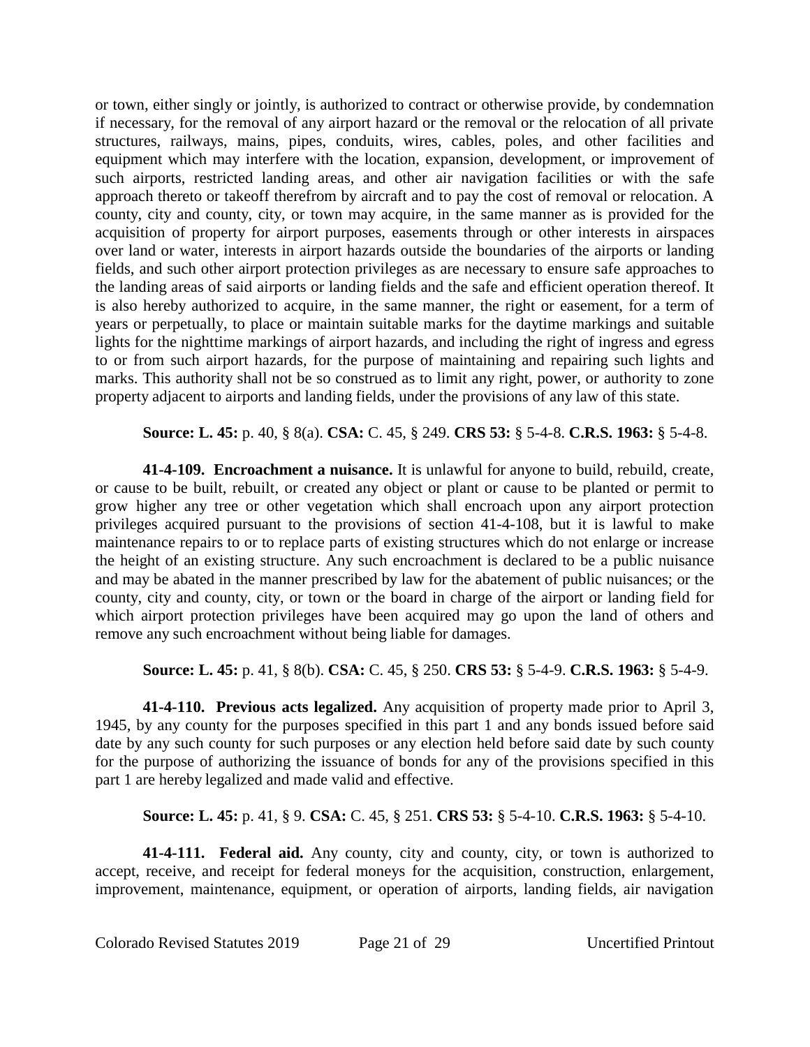or town, either singly or jointly, is authorized to contract or otherwise provide, by condemnation if necessary, for the removal of any airport hazard or the removal or the relocation of all private structures, railways, mains, pipes, conduits, wires, cables, poles, and other facilities and equipment which may interfere with the location, expansion, development, or improvement of such airports, restricted landing areas, and other air navigation facilities or with the safe approach thereto or takeoff therefrom by aircraft and to pay the cost of removal or relocation. A county, city and county, city, or town may acquire, in the same manner as is provided for the acquisition of property for airport purposes, easements through or other interests in airspaces over land or water, interests in airport hazards outside the boundaries of the airports or landing fields, and such other airport protection privileges as are necessary to ensure safe approaches to the landing areas of said airports or landing fields and the safe and efficient operation thereof. It is also hereby authorized to acquire, in the same manner, the right or easement, for a term of years or perpetually, to place or maintain suitable marks for the daytime markings and suitable lights for the nighttime markings of airport hazards, and including the right of ingress and egress to or from such airport hazards, for the purpose of maintaining and repairing such lights and marks. This authority shall not be so construed as to limit any right, power, or authority to zone property adjacent to airports and landing fields, under the provisions of any law of this state.

**Source: L. 45:** p. 40, § 8(a). **CSA:** C. 45, § 249. **CRS 53:** § 5-4-8. **C.R.S. 1963:** § 5-4-8.

**41-4-109. Encroachment a nuisance.** It is unlawful for anyone to build, rebuild, create, or cause to be built, rebuilt, or created any object or plant or cause to be planted or permit to grow higher any tree or other vegetation which shall encroach upon any airport protection privileges acquired pursuant to the provisions of section 41-4-108, but it is lawful to make maintenance repairs to or to replace parts of existing structures which do not enlarge or increase the height of an existing structure. Any such encroachment is declared to be a public nuisance and may be abated in the manner prescribed by law for the abatement of public nuisances; or the county, city and county, city, or town or the board in charge of the airport or landing field for which airport protection privileges have been acquired may go upon the land of others and remove any such encroachment without being liable for damages.

**Source: L. 45:** p. 41, § 8(b). **CSA:** C. 45, § 250. **CRS 53:** § 5-4-9. **C.R.S. 1963:** § 5-4-9.

**41-4-110. Previous acts legalized.** Any acquisition of property made prior to April 3, 1945, by any county for the purposes specified in this part 1 and any bonds issued before said date by any such county for such purposes or any election held before said date by such county for the purpose of authorizing the issuance of bonds for any of the provisions specified in this part 1 are hereby legalized and made valid and effective.

**Source: L. 45:** p. 41, § 9. **CSA:** C. 45, § 251. **CRS 53:** § 5-4-10. **C.R.S. 1963:** § 5-4-10.

**41-4-111. Federal aid.** Any county, city and county, city, or town is authorized to accept, receive, and receipt for federal moneys for the acquisition, construction, enlargement, improvement, maintenance, equipment, or operation of airports, landing fields, air navigation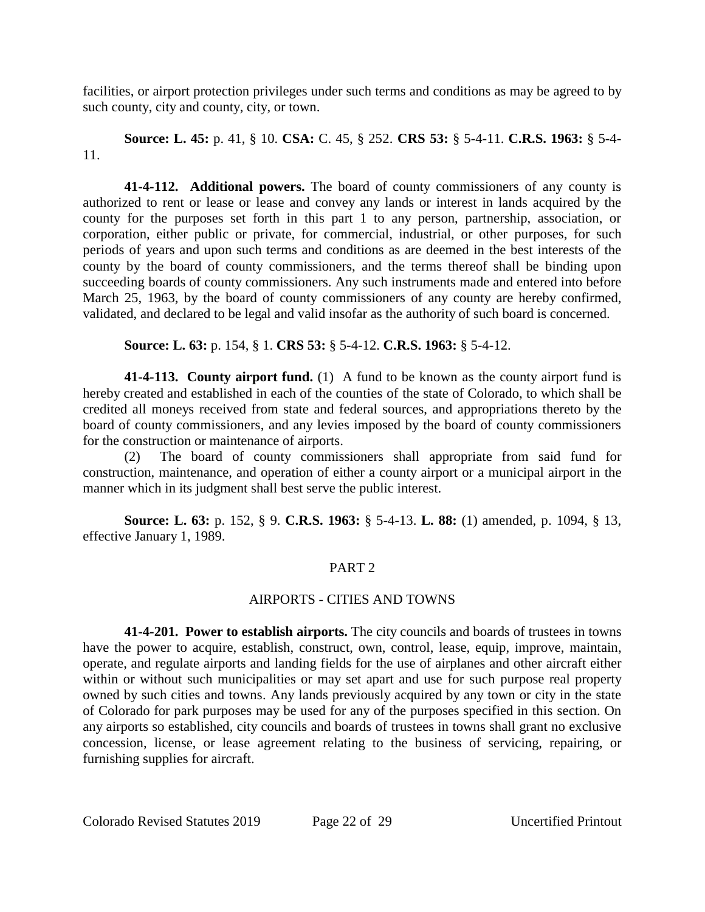facilities, or airport protection privileges under such terms and conditions as may be agreed to by such county, city and county, city, or town.

**Source: L. 45:** p. 41, § 10. **CSA:** C. 45, § 252. **CRS 53:** § 5-4-11. **C.R.S. 1963:** § 5-4-11.

**41-4-112. Additional powers.** The board of county commissioners of any county is authorized to rent or lease or lease and convey any lands or interest in lands acquired by the county for the purposes set forth in this part 1 to any person, partnership, association, or corporation, either public or private, for commercial, industrial, or other purposes, for such periods of years and upon such terms and conditions as are deemed in the best interests of the county by the board of county commissioners, and the terms thereof shall be binding upon succeeding boards of county commissioners. Any such instruments made and entered into before March 25, 1963, by the board of county commissioners of any county are hereby confirmed, validated, and declared to be legal and valid insofar as the authority of such board is concerned.

**Source: L. 63:** p. 154, § 1. **CRS 53:** § 5-4-12. **C.R.S. 1963:** § 5-4-12.

**41-4-113. County airport fund.** (1) A fund to be known as the county airport fund is hereby created and established in each of the counties of the state of Colorado, to which shall be credited all moneys received from state and federal sources, and appropriations thereto by the board of county commissioners, and any levies imposed by the board of county commissioners for the construction or maintenance of airports.

(2) The board of county commissioners shall appropriate from said fund for construction, maintenance, and operation of either a county airport or a municipal airport in the manner which in its judgment shall best serve the public interest.

**Source: L. 63:** p. 152, § 9. **C.R.S. 1963:** § 5-4-13. **L. 88:** (1) amended, p. 1094, § 13, effective January 1, 1989.

## PART 2

## AIRPORTS - CITIES AND TOWNS

**41-4-201. Power to establish airports.** The city councils and boards of trustees in towns have the power to acquire, establish, construct, own, control, lease, equip, improve, maintain, operate, and regulate airports and landing fields for the use of airplanes and other aircraft either within or without such municipalities or may set apart and use for such purpose real property owned by such cities and towns. Any lands previously acquired by any town or city in the state of Colorado for park purposes may be used for any of the purposes specified in this section. On any airports so established, city councils and boards of trustees in towns shall grant no exclusive concession, license, or lease agreement relating to the business of servicing, repairing, or furnishing supplies for aircraft.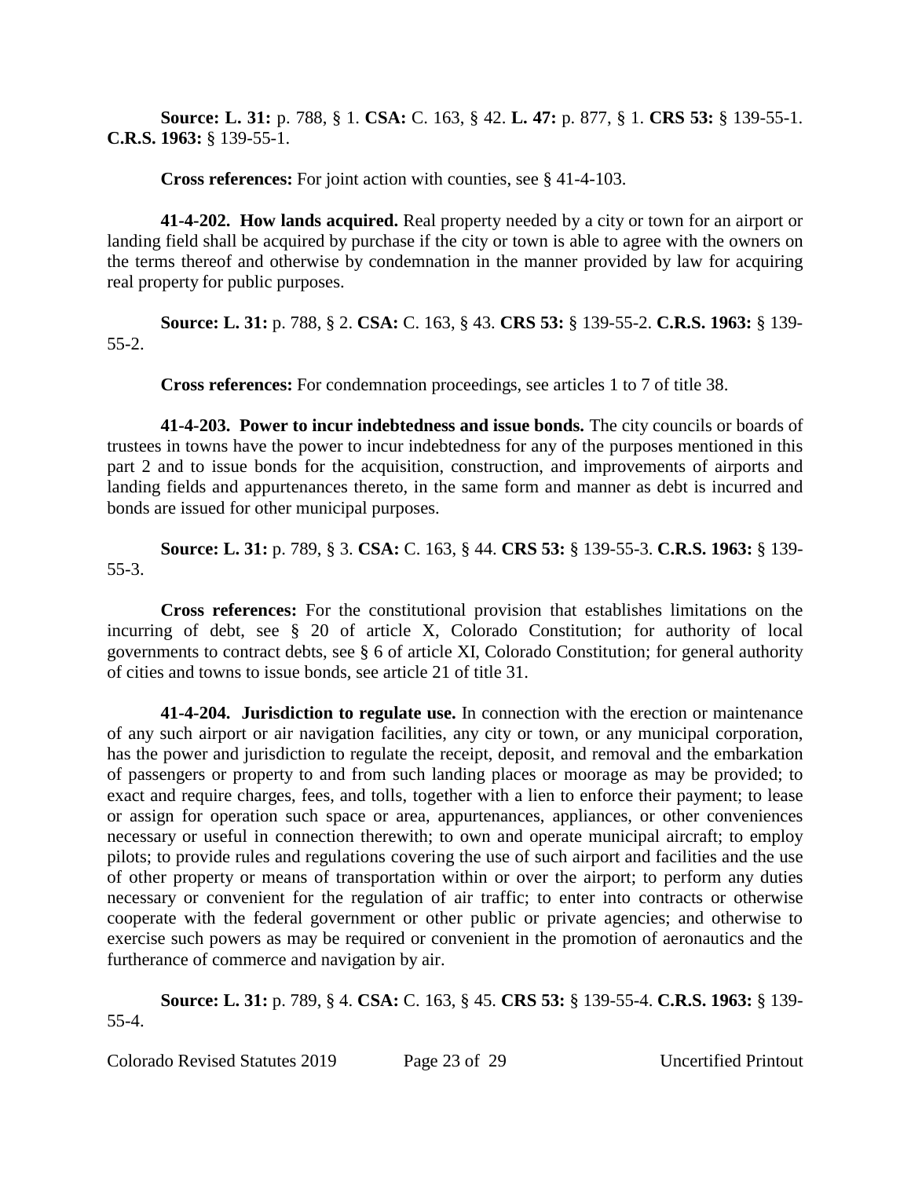**Source: L. 31:** p. 788, § 1. **CSA:** C. 163, § 42. **L. 47:** p. 877, § 1. **CRS 53:** § 139-55-1. **C.R.S. 1963:** § 139-55-1.

**Cross references:** For joint action with counties, see § 41-4-103.

**41-4-202. How lands acquired.** Real property needed by a city or town for an airport or landing field shall be acquired by purchase if the city or town is able to agree with the owners on the terms thereof and otherwise by condemnation in the manner provided by law for acquiring real property for public purposes.

**Source: L. 31:** p. 788, § 2. **CSA:** C. 163, § 43. **CRS 53:** § 139-55-2. **C.R.S. 1963:** § 139-55-2.

**Cross references:** For condemnation proceedings, see articles 1 to 7 of title 38.

**41-4-203. Power to incur indebtedness and issue bonds.** The city councils or boards of trustees in towns have the power to incur indebtedness for any of the purposes mentioned in this part 2 and to issue bonds for the acquisition, construction, and improvements of airports and landing fields and appurtenances thereto, in the same form and manner as debt is incurred and bonds are issued for other municipal purposes.

**Source: L. 31:** p. 789, § 3. **CSA:** C. 163, § 44. **CRS 53:** § 139-55-3. **C.R.S. 1963:** § 139-55-3.

**Cross references:** For the constitutional provision that establishes limitations on the incurring of debt, see § 20 of article X, Colorado Constitution; for authority of local governments to contract debts, see § 6 of article XI, Colorado Constitution; for general authority of cities and towns to issue bonds, see article 21 of title 31.

**41-4-204. Jurisdiction to regulate use.** In connection with the erection or maintenance of any such airport or air navigation facilities, any city or town, or any municipal corporation, has the power and jurisdiction to regulate the receipt, deposit, and removal and the embarkation of passengers or property to and from such landing places or moorage as may be provided; to exact and require charges, fees, and tolls, together with a lien to enforce their payment; to lease or assign for operation such space or area, appurtenances, appliances, or other conveniences necessary or useful in connection therewith; to own and operate municipal aircraft; to employ pilots; to provide rules and regulations covering the use of such airport and facilities and the use of other property or means of transportation within or over the airport; to perform any duties necessary or convenient for the regulation of air traffic; to enter into contracts or otherwise cooperate with the federal government or other public or private agencies; and otherwise to exercise such powers as may be required or convenient in the promotion of aeronautics and the furtherance of commerce and navigation by air.

**Source: L. 31:** p. 789, § 4. **CSA:** C. 163, § 45. **CRS 53:** § 139-55-4. **C.R.S. 1963:** § 139-55-4.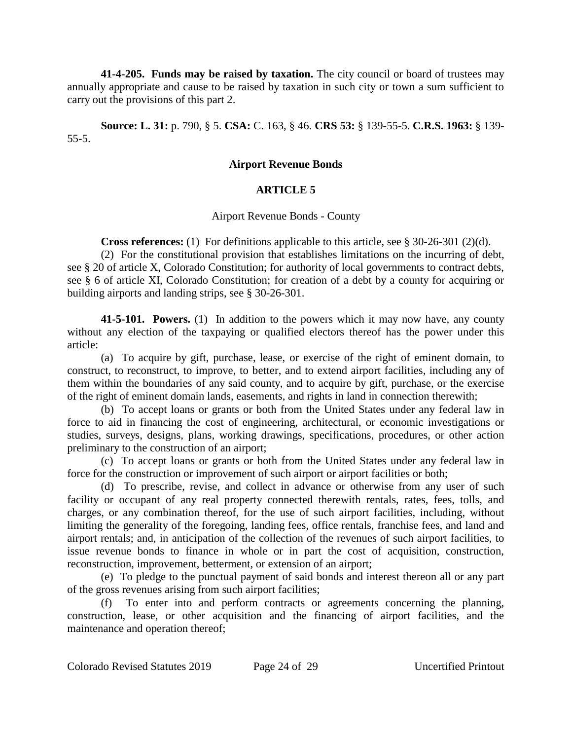**41-4-205. Funds may be raised by taxation.** The city council or board of trustees may annually appropriate and cause to be raised by taxation in such city or town a sum sufficient to carry out the provisions of this part 2.

**Source: L. 31:** p. 790, § 5. **CSA:** C. 163, § 46. **CRS 53:** § 139-55-5. **C.R.S. 1963:** § 139-55-5.

## Airport Revenue Bonds

## ARTICLE 5

### Airport Revenue Bonds - County

**Cross references:** (1) For definitions applicable to this article, see § 30-26-301 (2)(d).

(2) For the constitutional provision that establishes limitations on the incurring of debt, see § 20 of article X, Colorado Constitution; for authority of local governments to contract debts, see § 6 of article XI, Colorado Constitution; for creation of a debt by a county for acquiring or building airports and landing strips, see § 30-26-301.

**41-5-101. Powers.** (1) In addition to the powers which it may now have, any county without any election of the taxpaying or qualified electors thereof has the power under this article:

(a) To acquire by gift, purchase, lease, or exercise of the right of eminent domain, to construct, to reconstruct, to improve, to better, and to extend airport facilities, including any of them within the boundaries of any said county, and to acquire by gift, purchase, or the exercise of the right of eminent domain lands, easements, and rights in land in connection therewith;

(b) To accept loans or grants or both from the United States under any federal law in force to aid in financing the cost of engineering, architectural, or economic investigations or studies, surveys, designs, plans, working drawings, specifications, procedures, or other action preliminary to the construction of an airport;

(c) To accept loans or grants or both from the United States under any federal law in force for the construction or improvement of such airport or airport facilities or both;

(d) To prescribe, revise, and collect in advance or otherwise from any user of such facility or occupant of any real property connected therewith rentals, rates, fees, tolls, and charges, or any combination thereof, for the use of such airport facilities, including, without limiting the generality of the foregoing, landing fees, office rentals, franchise fees, and land and airport rentals; and, in anticipation of the collection of the revenues of such airport facilities, to issue revenue bonds to finance in whole or in part the cost of acquisition, construction, reconstruction, improvement, betterment, or extension of an airport;

(e) To pledge to the punctual payment of said bonds and interest thereon all or any part of the gross revenues arising from such airport facilities;

(f) To enter into and perform contracts or agreements concerning the planning, construction, lease, or other acquisition and the financing of airport facilities, and the maintenance and operation thereof;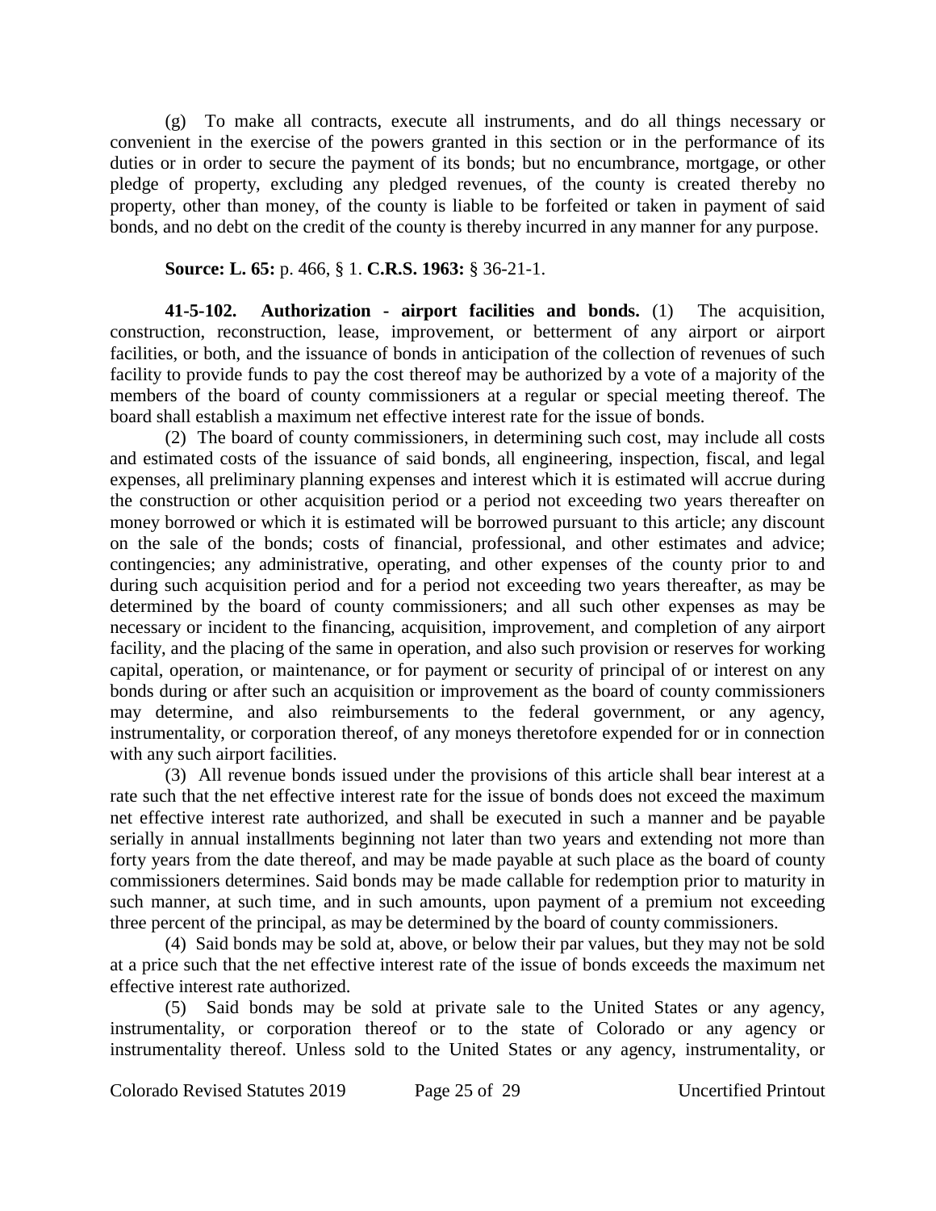(g) To make all contracts, execute all instruments, and do all things necessary or convenient in the exercise of the powers granted in this section or in the performance of its duties or in order to secure the payment of its bonds; but no encumbrance, mortgage, or other pledge of property, excluding any pledged revenues, of the county is created thereby no property, other than money, of the county is liable to be forfeited or taken in payment of said bonds, and no debt on the credit of the county is thereby incurred in any manner for any purpose.

**Source: L. 65:** p. 466, § 1. **C.R.S. 1963:** § 36-21-1.

**41-5-102. Authorization - airport facilities and bonds.** (1) The acquisition, construction, reconstruction, lease, improvement, or betterment of any airport or airport facilities, or both, and the issuance of bonds in anticipation of the collection of revenues of such facility to provide funds to pay the cost thereof may be authorized by a vote of a majority of the members of the board of county commissioners at a regular or special meeting thereof. The board shall establish a maximum net effective interest rate for the issue of bonds.

(2) The board of county commissioners, in determining such cost, may include all costs and estimated costs of the issuance of said bonds, all engineering, inspection, fiscal, and legal expenses, all preliminary planning expenses and interest which it is estimated will accrue during the construction or other acquisition period or a period not exceeding two years thereafter on money borrowed or which it is estimated will be borrowed pursuant to this article; any discount on the sale of the bonds; costs of financial, professional, and other estimates and advice; contingencies; any administrative, operating, and other expenses of the county prior to and during such acquisition period and for a period not exceeding two years thereafter, as may be determined by the board of county commissioners; and all such other expenses as may be necessary or incident to the financing, acquisition, improvement, and completion of any airport facility, and the placing of the same in operation, and also such provision or reserves for working capital, operation, or maintenance, or for payment or security of principal of or interest on any bonds during or after such an acquisition or improvement as the board of county commissioners may determine, and also reimbursements to the federal government, or any agency, instrumentality, or corporation thereof, of any moneys theretofore expended for or in connection with any such airport facilities.

(3) All revenue bonds issued under the provisions of this article shall bear interest at a rate such that the net effective interest rate for the issue of bonds does not exceed the maximum net effective interest rate authorized, and shall be executed in such a manner and be payable serially in annual installments beginning not later than two years and extending not more than forty years from the date thereof, and may be made payable at such place as the board of county commissioners determines. Said bonds may be made callable for redemption prior to maturity in such manner, at such time, and in such amounts, upon payment of a premium not exceeding three percent of the principal, as may be determined by the board of county commissioners.

(4) Said bonds may be sold at, above, or below their par values, but they may not be sold at a price such that the net effective interest rate of the issue of bonds exceeds the maximum net effective interest rate authorized.

(5) Said bonds may be sold at private sale to the United States or any agency, instrumentality, or corporation thereof or to the state of Colorado or any agency or instrumentality thereof. Unless sold to the United States or any agency, instrumentality, or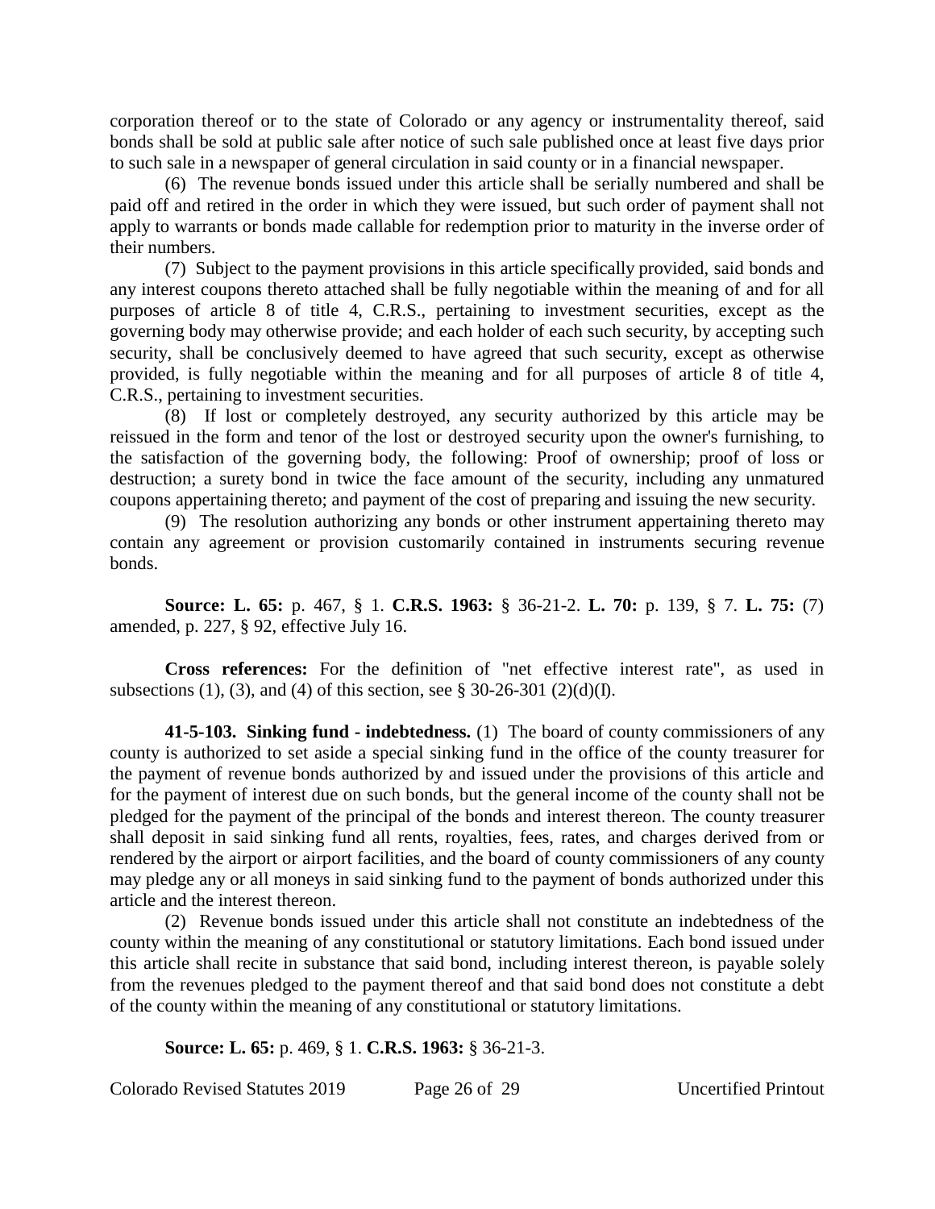corporation thereof or to the state of Colorado or any agency or instrumentality thereof, said bonds shall be sold at public sale after notice of such sale published once at least five days prior to such sale in a newspaper of general circulation in said county or in a financial newspaper.

(6) The revenue bonds issued under this article shall be serially numbered and shall be paid off and retired in the order in which they were issued, but such order of payment shall not apply to warrants or bonds made callable for redemption prior to maturity in the inverse order of their numbers.

(7) Subject to the payment provisions in this article specifically provided, said bonds and any interest coupons thereto attached shall be fully negotiable within the meaning of and for all purposes of article 8 of title 4, C.R.S., pertaining to investment securities, except as the governing body may otherwise provide; and each holder of each such security, by accepting such security, shall be conclusively deemed to have agreed that such security, except as otherwise provided, is fully negotiable within the meaning and for all purposes of article 8 of title 4, C.R.S., pertaining to investment securities.

(8) If lost or completely destroyed, any security authorized by this article may be reissued in the form and tenor of the lost or destroyed security upon the owner's furnishing, to the satisfaction of the governing body, the following: Proof of ownership; proof of loss or destruction; a surety bond in twice the face amount of the security, including any unmatured coupons appertaining thereto; and payment of the cost of preparing and issuing the new security.

(9) The resolution authorizing any bonds or other instrument appertaining thereto may contain any agreement or provision customarily contained in instruments securing revenue bonds.

**Source: L. 65:** p. 467, § 1. **C.R.S. 1963:** § 36-21-2. **L. 70:** p. 139, § 7. **L. 75:** (7) amended, p. 227, § 92, effective July 16.

**Cross references:** For the definition of "net effective interest rate", as used in subsections (1), (3), and (4) of this section, see § 30-26-301 (2)(d)(I).

**41-5-103. Sinking fund - indebtedness.** (1) The board of county commissioners of any county is authorized to set aside a special sinking fund in the office of the county treasurer for the payment of revenue bonds authorized by and issued under the provisions of this article and for the payment of interest due on such bonds, but the general income of the county shall not be pledged for the payment of the principal of the bonds and interest thereon. The county treasurer shall deposit in said sinking fund all rents, royalties, fees, rates, and charges derived from or rendered by the airport or airport facilities, and the board of county commissioners of any county may pledge any or all moneys in said sinking fund to the payment of bonds authorized under this article and the interest thereon.

(2) Revenue bonds issued under this article shall not constitute an indebtedness of the county within the meaning of any constitutional or statutory limitations. Each bond issued under this article shall recite in substance that said bond, including interest thereon, is payable solely from the revenues pledged to the payment thereof and that said bond does not constitute a debt of the county within the meaning of any constitutional or statutory limitations.

**Source: L. 65:** p. 469, § 1. **C.R.S. 1963:** § 36-21-3.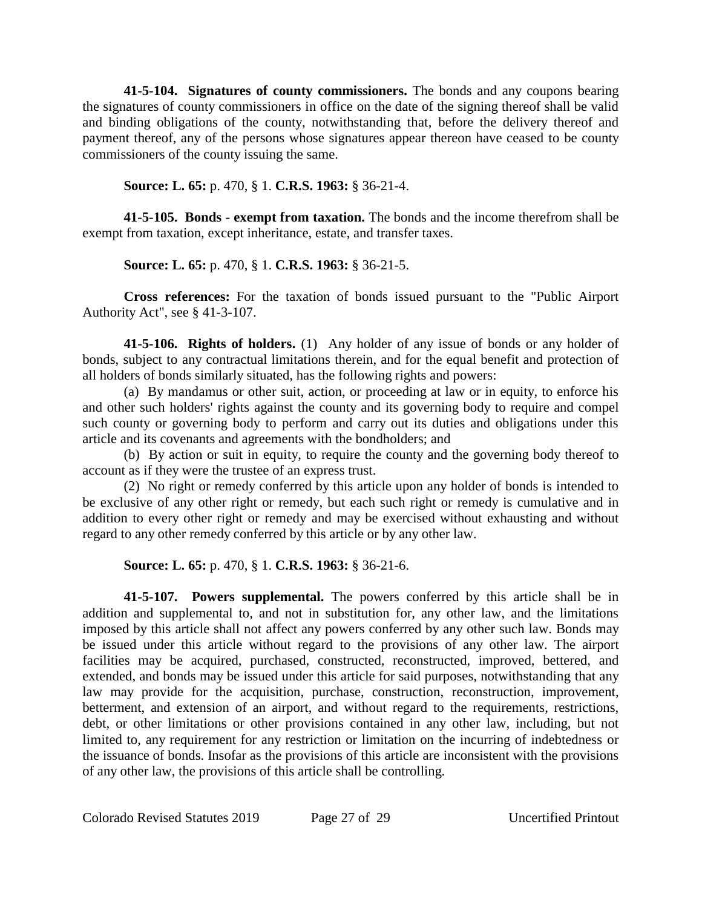**41-5-104. Signatures of county commissioners.** The bonds and any coupons bearing the signatures of county commissioners in office on the date of the signing thereof shall be valid and binding obligations of the county, notwithstanding that, before the delivery thereof and payment thereof, any of the persons whose signatures appear thereon have ceased to be county commissioners of the county issuing the same.

**Source: L. 65:** p. 470, § 1. **C.R.S. 1963:** § 36-21-4.

**41-5-105. Bonds - exempt from taxation.** The bonds and the income therefrom shall be exempt from taxation, except inheritance, estate, and transfer taxes.

**Source: L. 65:** p. 470, § 1. **C.R.S. 1963:** § 36-21-5.

**Cross references:** For the taxation of bonds issued pursuant to the "Public Airport Authority Act", see § 41-3-107.

**41-5-106. Rights of holders.** (1) Any holder of any issue of bonds or any holder of bonds, subject to any contractual limitations therein, and for the equal benefit and protection of all holders of bonds similarly situated, has the following rights and powers:

(a) By mandamus or other suit, action, or proceeding at law or in equity, to enforce his and other such holders' rights against the county and its governing body to require and compel such county or governing body to perform and carry out its duties and obligations under this article and its covenants and agreements with the bondholders; and

(b) By action or suit in equity, to require the county and the governing body thereof to account as if they were the trustee of an express trust.

(2) No right or remedy conferred by this article upon any holder of bonds is intended to be exclusive of any other right or remedy, but each such right or remedy is cumulative and in addition to every other right or remedy and may be exercised without exhausting and without regard to any other remedy conferred by this article or by any other law.

**Source: L. 65:** p. 470, § 1. **C.R.S. 1963:** § 36-21-6.

**41-5-107. Powers supplemental.** The powers conferred by this article shall be in addition and supplemental to, and not in substitution for, any other law, and the limitations imposed by this article shall not affect any powers conferred by any other such law. Bonds may be issued under this article without regard to the provisions of any other law. The airport facilities may be acquired, purchased, constructed, reconstructed, improved, bettered, and extended, and bonds may be issued under this article for said purposes, notwithstanding that any law may provide for the acquisition, purchase, construction, reconstruction, improvement, betterment, and extension of an airport, and without regard to the requirements, restrictions, debt, or other limitations or other provisions contained in any other law, including, but not limited to, any requirement for any restriction or limitation on the incurring of indebtedness or the issuance of bonds. Insofar as the provisions of this article are inconsistent with the provisions of any other law, the provisions of this article shall be controlling.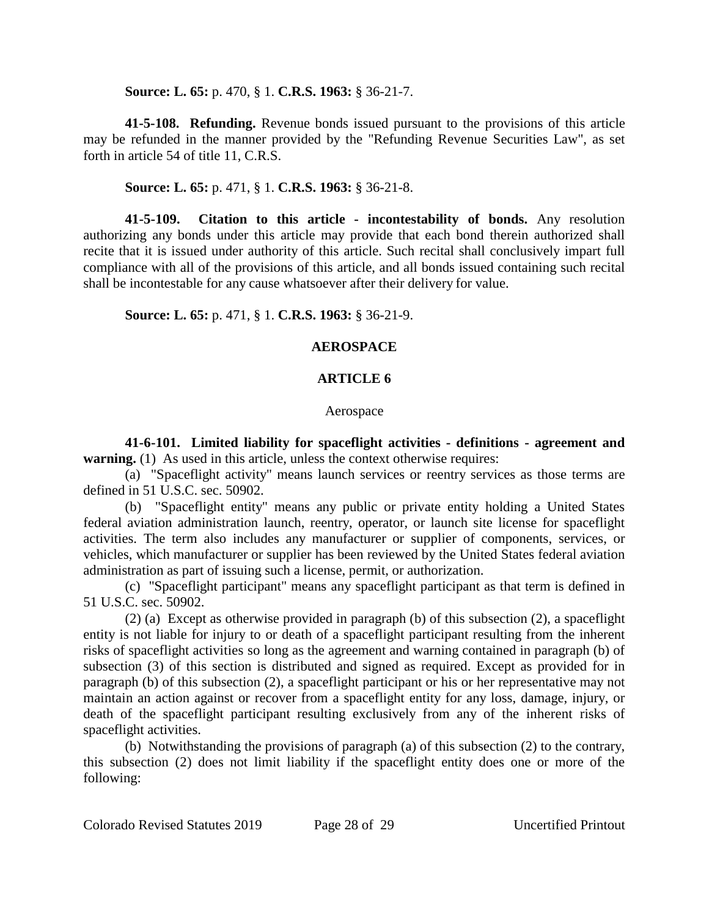**Source: L. 65:** p. 470, § 1. **C.R.S. 1963:** § 36-21-7.

**41-5-108. Refunding.** Revenue bonds issued pursuant to the provisions of this article may be refunded in the manner provided by the "Refunding Revenue Securities Law", as set forth in article 54 of title 11, C.R.S.

**Source: L. 65:** p. 471, § 1. **C.R.S. 1963:** § 36-21-8.

**41-5-109. Citation to this article - incontestability of bonds.** Any resolution authorizing any bonds under this article may provide that each bond therein authorized shall recite that it is issued under authority of this article. Such recital shall conclusively impart full compliance with all of the provisions of this article, and all bonds issued containing such recital shall be incontestable for any cause whatsoever after their delivery for value.

**Source: L. 65:** p. 471, § 1. **C.R.S. 1963:** § 36-21-9.

## AEROSPACE

## ARTICLE 6

### Aerospace

**41-6-101. Limited liability for spaceflight activities - definitions - agreement and warning.** (1) As used in this article, unless the context otherwise requires:

(a) "Spaceflight activity" means launch services or reentry services as those terms are defined in 51 U.S.C. sec. 50902.

(b) "Spaceflight entity" means any public or private entity holding a United States federal aviation administration launch, reentry, operator, or launch site license for spaceflight activities. The term also includes any manufacturer or supplier of components, services, or vehicles, which manufacturer or supplier has been reviewed by the United States federal aviation administration as part of issuing such a license, permit, or authorization.

(c) "Spaceflight participant" means any spaceflight participant as that term is defined in 51 U.S.C. sec. 50902.

(2) (a) Except as otherwise provided in paragraph (b) of this subsection (2), a spaceflight entity is not liable for injury to or death of a spaceflight participant resulting from the inherent risks of spaceflight activities so long as the agreement and warning contained in paragraph (b) of subsection (3) of this section is distributed and signed as required. Except as provided for in paragraph (b) of this subsection (2), a spaceflight participant or his or her representative may not maintain an action against or recover from a spaceflight entity for any loss, damage, injury, or death of the spaceflight participant resulting exclusively from any of the inherent risks of spaceflight activities.

(b) Notwithstanding the provisions of paragraph (a) of this subsection (2) to the contrary, this subsection (2) does not limit liability if the spaceflight entity does one or more of the following: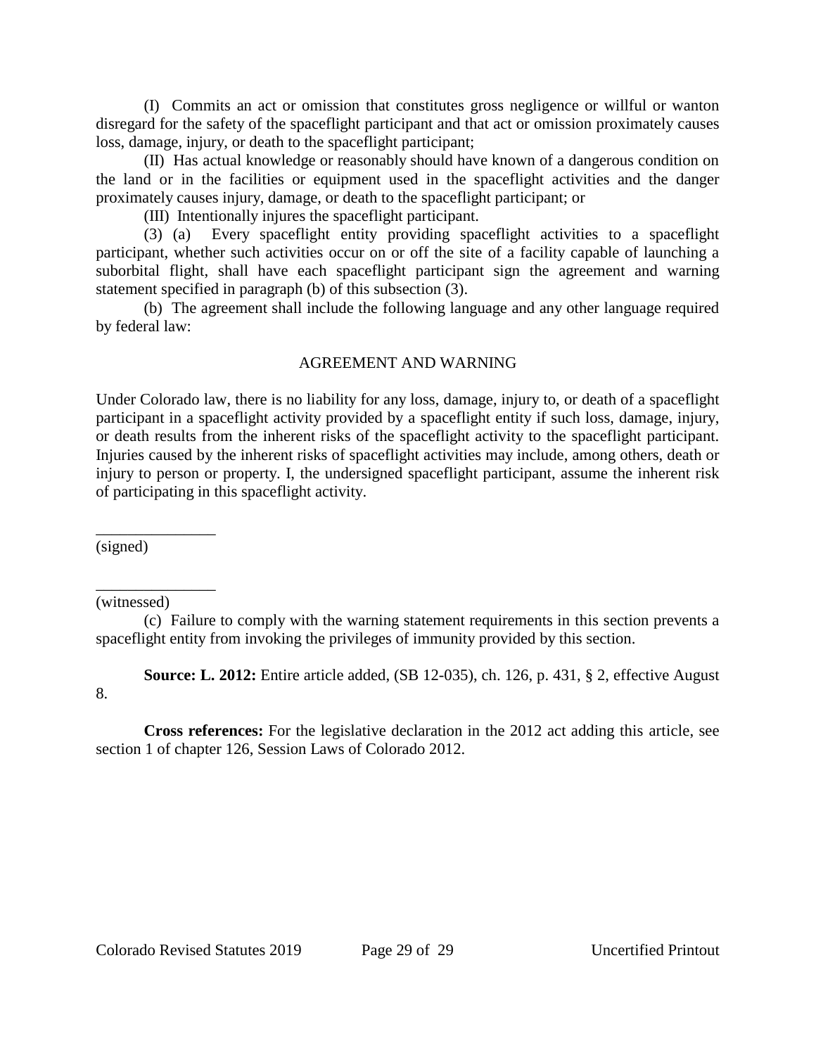(I) Commits an act or omission that constitutes gross negligence or willful or wanton disregard for the safety of the spaceflight participant and that act or omission proximately causes loss, damage, injury, or death to the spaceflight participant;

(II) Has actual knowledge or reasonably should have known of a dangerous condition on the land or in the facilities or equipment used in the spaceflight activities and the danger proximately causes injury, damage, or death to the spaceflight participant; or

(III) Intentionally injures the spaceflight participant.

(3) (a) Every spaceflight entity providing spaceflight activities to a spaceflight participant, whether such activities occur on or off the site of a facility capable of launching a suborbital flight, shall have each spaceflight participant sign the agreement and warning statement specified in paragraph (b) of this subsection (3).

(b) The agreement shall include the following language and any other language required by federal law:

AGREEMENT AND WARNING

Under Colorado law, there is no liability for any loss, damage, injury to, or death of a spaceflight participant in a spaceflight activity provided by a spaceflight entity if such loss, damage, injury, or death results from the inherent risks of the spaceflight activity to the spaceflight participant. Injuries caused by the inherent risks of spaceflight activities may include, among others, death or injury to person or property. I, the undersigned spaceflight participant, assume the inherent risk of participating in this spaceflight activity.

_______________
(signed)

_______________
(witnessed)

(c) Failure to comply with the warning statement requirements in this section prevents a spaceflight entity from invoking the privileges of immunity provided by this section.

**Source: L. 2012:** Entire article added, (SB 12-035), ch. 126, p. 431, § 2, effective August 8.

**Cross references:** For the legislative declaration in the 2012 act adding this article, see section 1 of chapter 126, Session Laws of Colorado 2012.